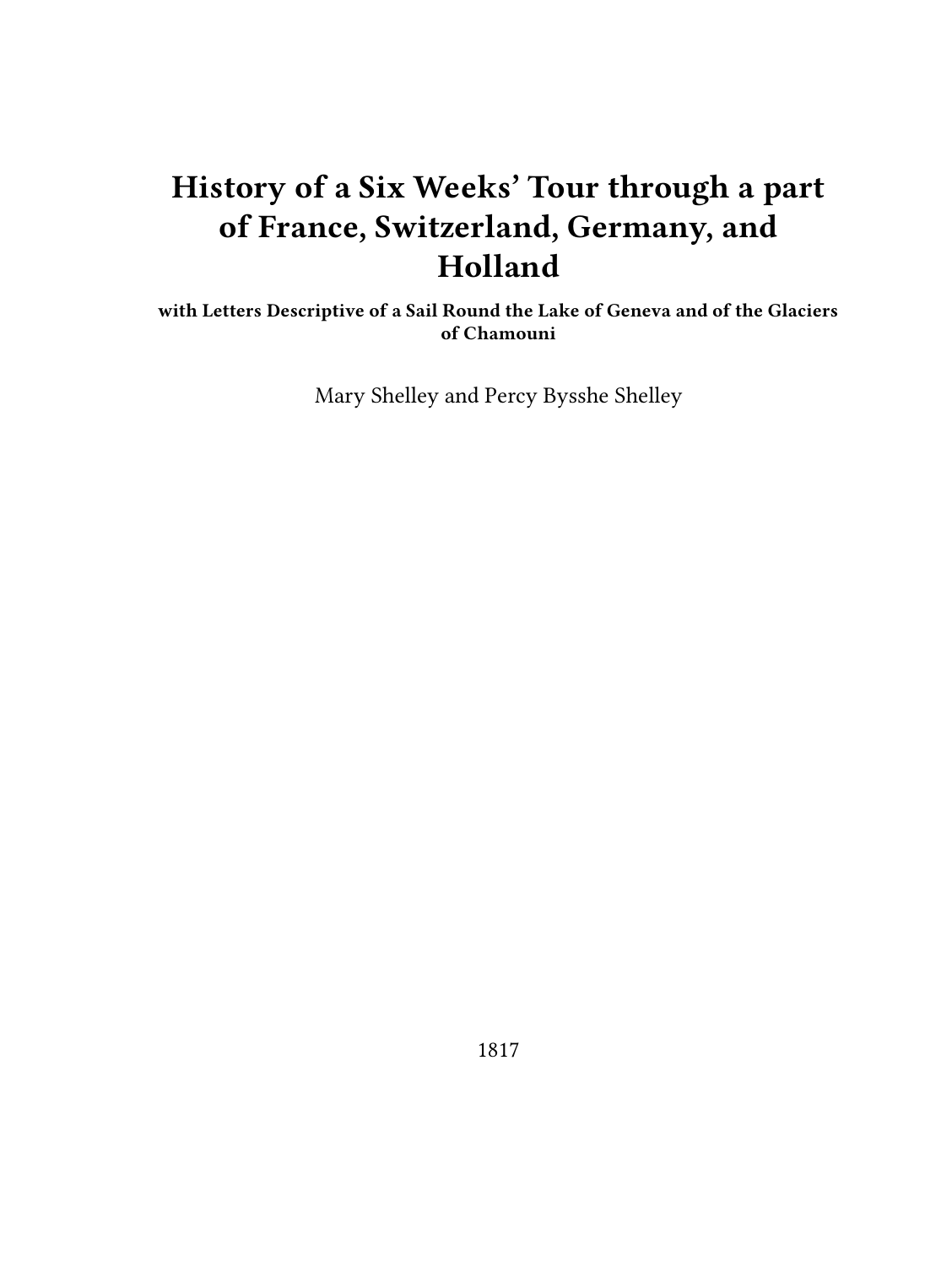# History of a Six Weeks' Tour through a part of France, Switzerland, Germany, and Holland

**with Letters Descriptive of a Sail Round the Lake of Geneva and of the Glaciers of Chamouni**

Mary Shelley and Percy Bysshe Shelley

1817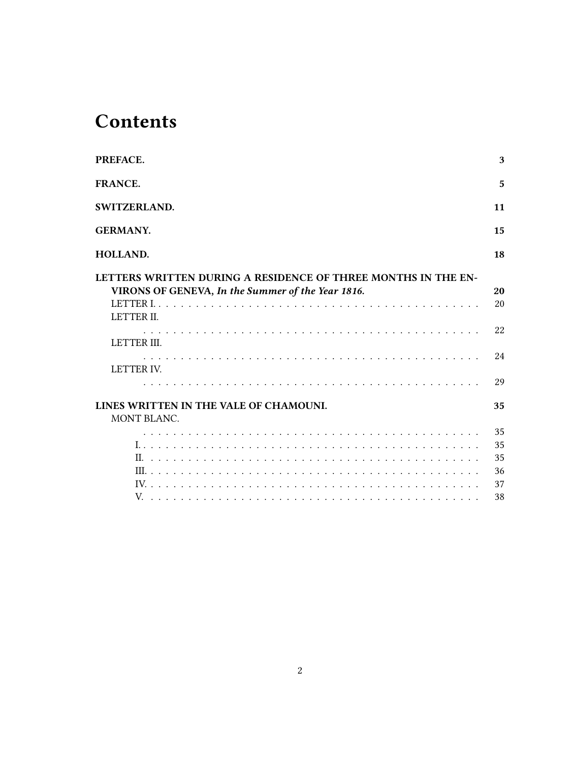# Contents

**PREFACE.** **3**

**FRANCE.** **5**

**SWITZERLAND.** **11**

**GERMANY.** **15**

**HOLLAND.** **18**

**LETTERS WRITTEN DURING A RESIDENCE OF THREE MONTHS IN THE ENVIRONS OF GENEVA,** ***In the Summer of the Year 1816.*** **20**

- LETTER I. . . . . . . . . . 20
- LETTER II. . . . . . . . . . 22
- LETTER III. . . . . . . . . . 24
- LETTER IV. . . . . . . . . . 29

**LINES WRITTEN IN THE VALE OF CHAMOUNI.** **35**

- MONT BLANC. . . . . . . . . . 35
  - I. . . . . . . . . . 35
  - II. . . . . . . . . . 35
  - III. . . . . . . . . . 36
  - IV. . . . . . . . . . 37
  - V. . . . . . . . . . 38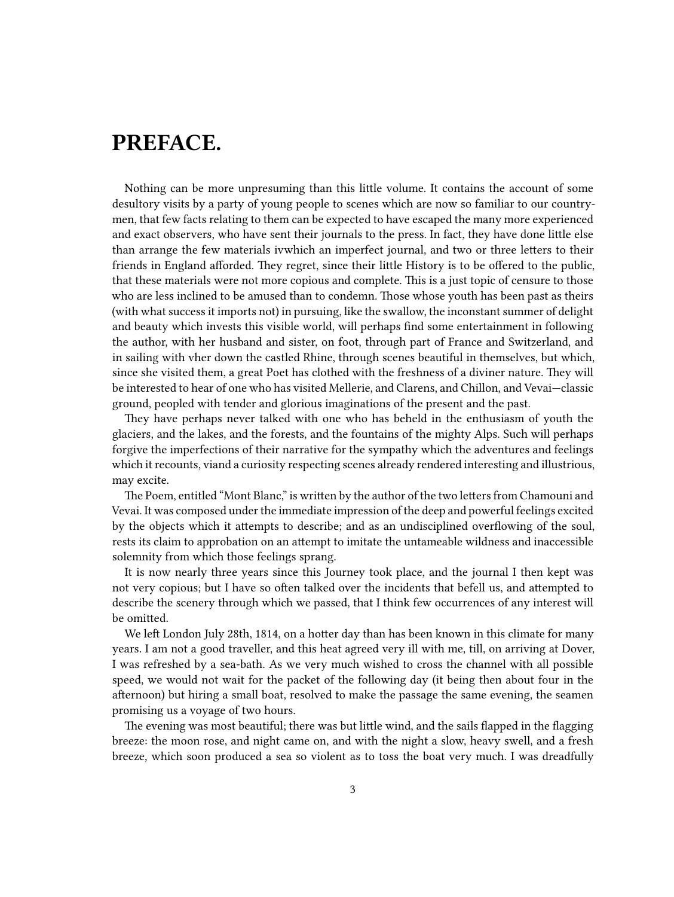# PREFACE.

Nothing can be more unpresuming than this little volume. It contains the account of some desultory visits by a party of young people to scenes which are now so familiar to our countrymen, that few facts relating to them can be expected to have escaped the many more experienced and exact observers, who have sent their journals to the press. In fact, they have done little else than arrange the few materials ivwhich an imperfect journal, and two or three letters to their friends in England afforded. They regret, since their little History is to be offered to the public, that these materials were not more copious and complete. This is a just topic of censure to those who are less inclined to be amused than to condemn. Those whose youth has been past as theirs (with what success it imports not) in pursuing, like the swallow, the inconstant summer of delight and beauty which invests this visible world, will perhaps find some entertainment in following the author, with her husband and sister, on foot, through part of France and Switzerland, and in sailing with vher down the castled Rhine, through scenes beautiful in themselves, but which, since she visited them, a great Poet has clothed with the freshness of a diviner nature. They will be interested to hear of one who has visited Mellerie, and Clarens, and Chillon, and Vevai—classic ground, peopled with tender and glorious imaginations of the present and the past.

They have perhaps never talked with one who has beheld in the enthusiasm of youth the glaciers, and the lakes, and the forests, and the fountains of the mighty Alps. Such will perhaps forgive the imperfections of their narrative for the sympathy which the adventures and feelings which it recounts, viand a curiosity respecting scenes already rendered interesting and illustrious, may excite.

The Poem, entitled "Mont Blanc," is written by the author of the two letters from Chamouni and Vevai. It was composed under the immediate impression of the deep and powerful feelings excited by the objects which it attempts to describe; and as an undisciplined overflowing of the soul, rests its claim to approbation on an attempt to imitate the untameable wildness and inaccessible solemnity from which those feelings sprang.

It is now nearly three years since this Journey took place, and the journal I then kept was not very copious; but I have so often talked over the incidents that befell us, and attempted to describe the scenery through which we passed, that I think few occurrences of any interest will be omitted.

We left London July 28th, 1814, on a hotter day than has been known in this climate for many years. I am not a good traveller, and this heat agreed very ill with me, till, on arriving at Dover, I was refreshed by a sea-bath. As we very much wished to cross the channel with all possible speed, we would not wait for the packet of the following day (it being then about four in the afternoon) but hiring a small boat, resolved to make the passage the same evening, the seamen promising us a voyage of two hours.

The evening was most beautiful; there was but little wind, and the sails flapped in the flagging breeze: the moon rose, and night came on, and with the night a slow, heavy swell, and a fresh breeze, which soon produced a sea so violent as to toss the boat very much. I was dreadfully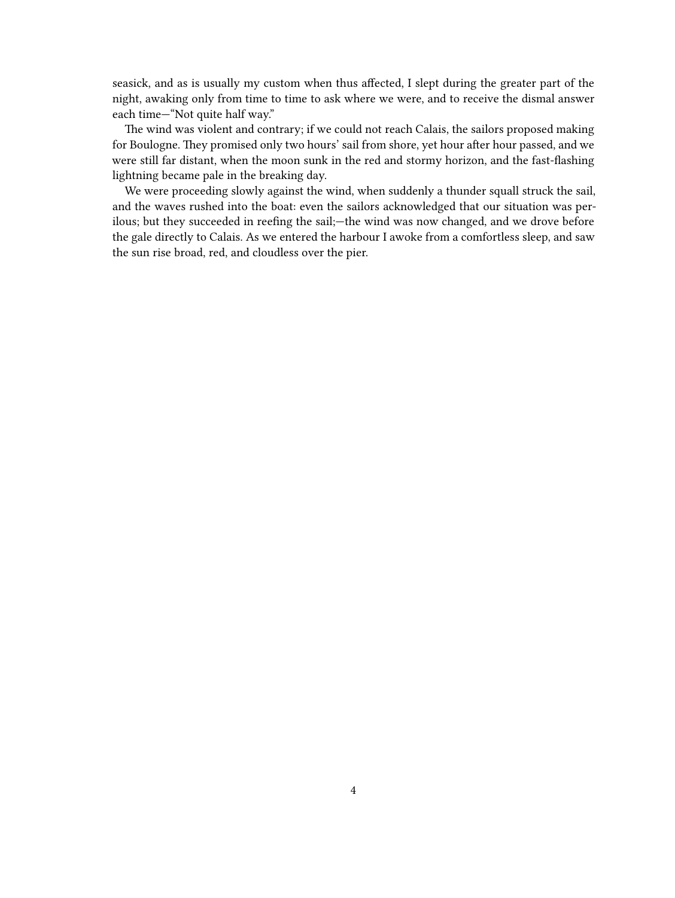seasick, and as is usually my custom when thus affected, I slept during the greater part of the night, awaking only from time to time to ask where we were, and to receive the dismal answer each time—"Not quite half way."

The wind was violent and contrary; if we could not reach Calais, the sailors proposed making for Boulogne. They promised only two hours' sail from shore, yet hour after hour passed, and we were still far distant, when the moon sunk in the red and stormy horizon, and the fast-flashing lightning became pale in the breaking day.

We were proceeding slowly against the wind, when suddenly a thunder squall struck the sail, and the waves rushed into the boat: even the sailors acknowledged that our situation was perilous; but they succeeded in reefing the sail;—the wind was now changed, and we drove before the gale directly to Calais. As we entered the harbour I awoke from a comfortless sleep, and saw the sun rise broad, red, and cloudless over the pier.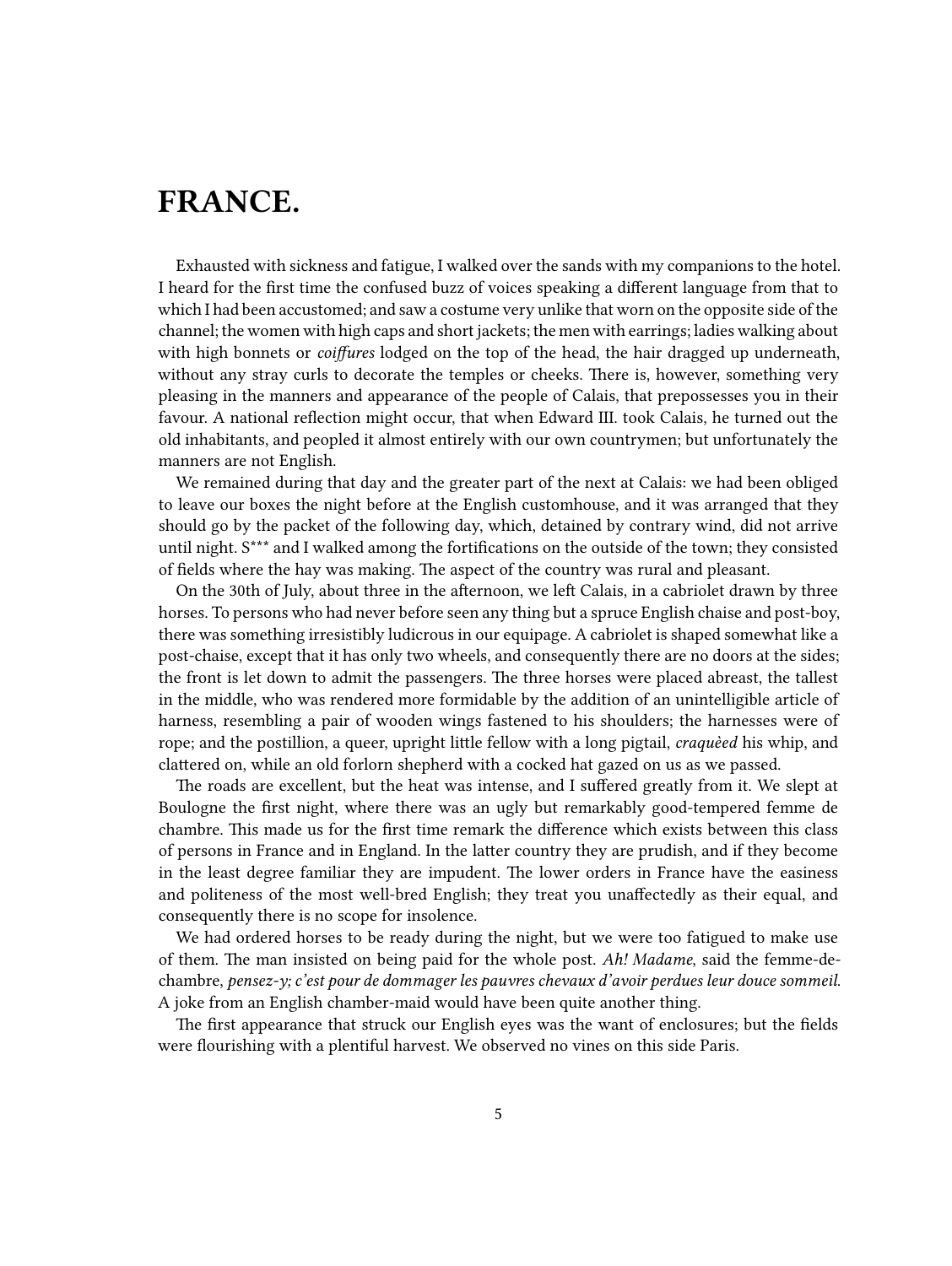# FRANCE.

Exhausted with sickness and fatigue, I walked over the sands with my companions to the hotel. I heard for the first time the confused buzz of voices speaking a different language from that to which I had been accustomed; and saw a costume very unlike that worn on the opposite side of the channel; the women with high caps and short jackets; the men with earrings; ladies walking about with high bonnets or *coiffures* lodged on the top of the head, the hair dragged up underneath, without any stray curls to decorate the temples or cheeks. There is, however, something very pleasing in the manners and appearance of the people of Calais, that prepossesses you in their favour. A national reflection might occur, that when Edward III. took Calais, he turned out the old inhabitants, and peopled it almost entirely with our own countrymen; but unfortunately the manners are not English.

We remained during that day and the greater part of the next at Calais: we had been obliged to leave our boxes the night before at the English customhouse, and it was arranged that they should go by the packet of the following day, which, detained by contrary wind, did not arrive until night. S*** and I walked among the fortifications on the outside of the town; they consisted of fields where the hay was making. The aspect of the country was rural and pleasant.

On the 30th of July, about three in the afternoon, we left Calais, in a cabriolet drawn by three horses. To persons who had never before seen any thing but a spruce English chaise and post-boy, there was something irresistibly ludicrous in our equipage. A cabriolet is shaped somewhat like a post-chaise, except that it has only two wheels, and consequently there are no doors at the sides; the front is let down to admit the passengers. The three horses were placed abreast, the tallest in the middle, who was rendered more formidable by the addition of an unintelligible article of harness, resembling a pair of wooden wings fastened to his shoulders; the harnesses were of rope; and the postillion, a queer, upright little fellow with a long pigtail, *craquèed* his whip, and clattered on, while an old forlorn shepherd with a cocked hat gazed on us as we passed.

The roads are excellent, but the heat was intense, and I suffered greatly from it. We slept at Boulogne the first night, where there was an ugly but remarkably good-tempered femme de chambre. This made us for the first time remark the difference which exists between this class of persons in France and in England. In the latter country they are prudish, and if they become in the least degree familiar they are impudent. The lower orders in France have the easiness and politeness of the most well-bred English; they treat you unaffectedly as their equal, and consequently there is no scope for insolence.

We had ordered horses to be ready during the night, but we were too fatigued to make use of them. The man insisted on being paid for the whole post. *Ah! Madame*, said the femme-de-chambre, *pensez-y; c'est pour de dommager les pauvres chevaux d'avoir perdues leur douce sommeil.* A joke from an English chamber-maid would have been quite another thing.

The first appearance that struck our English eyes was the want of enclosures; but the fields were flourishing with a plentiful harvest. We observed no vines on this side Paris.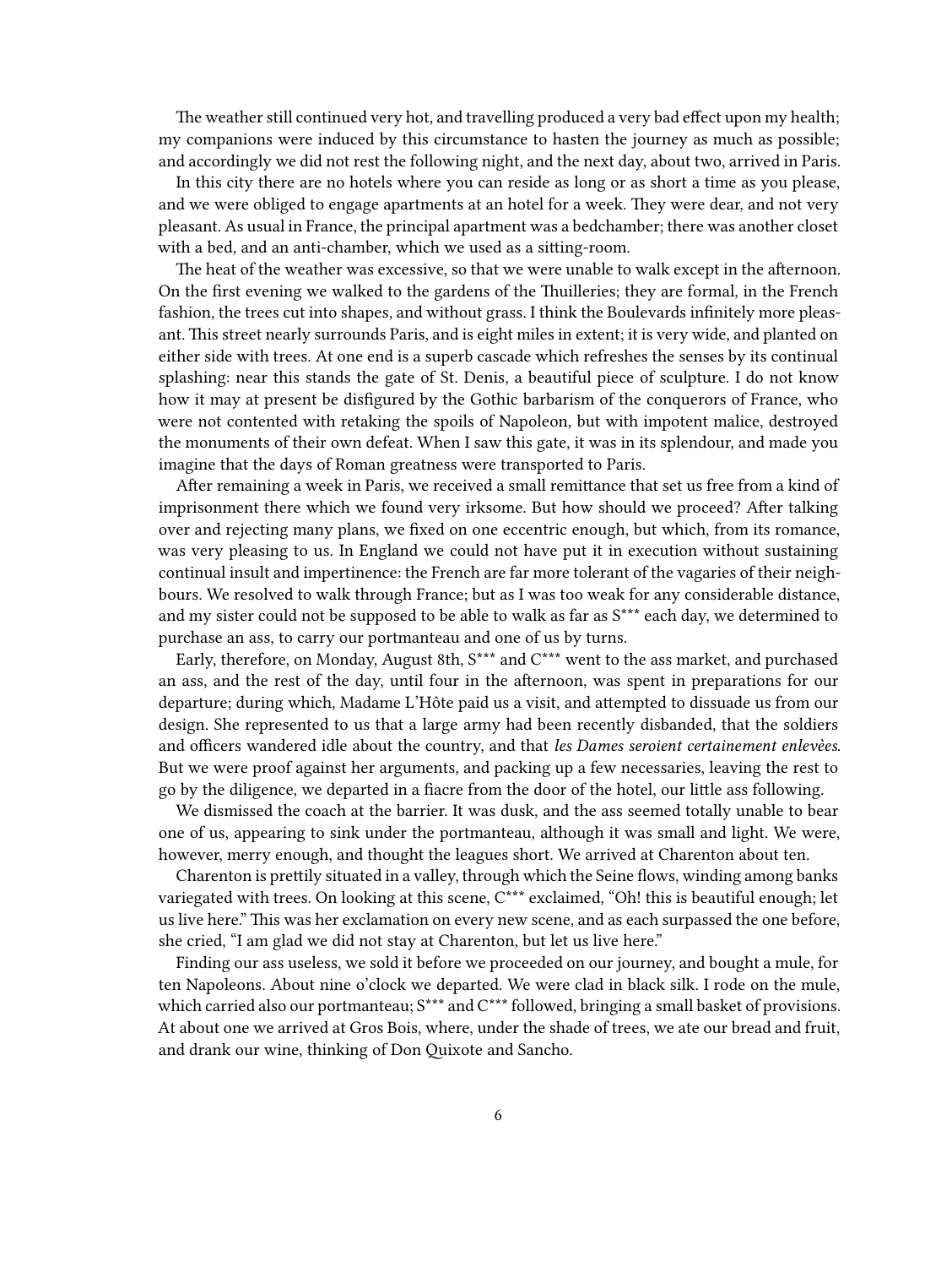The weather still continued very hot, and travelling produced a very bad effect upon my health; my companions were induced by this circumstance to hasten the journey as much as possible; and accordingly we did not rest the following night, and the next day, about two, arrived in Paris.

In this city there are no hotels where you can reside as long or as short a time as you please, and we were obliged to engage apartments at an hotel for a week. They were dear, and not very pleasant. As usual in France, the principal apartment was a bedchamber; there was another closet with a bed, and an anti-chamber, which we used as a sitting-room.

The heat of the weather was excessive, so that we were unable to walk except in the afternoon. On the first evening we walked to the gardens of the Thuilleries; they are formal, in the French fashion, the trees cut into shapes, and without grass. I think the Boulevards infinitely more pleasant. This street nearly surrounds Paris, and is eight miles in extent; it is very wide, and planted on either side with trees. At one end is a superb cascade which refreshes the senses by its continual splashing: near this stands the gate of St. Denis, a beautiful piece of sculpture. I do not know how it may at present be disfigured by the Gothic barbarism of the conquerors of France, who were not contented with retaking the spoils of Napoleon, but with impotent malice, destroyed the monuments of their own defeat. When I saw this gate, it was in its splendour, and made you imagine that the days of Roman greatness were transported to Paris.

After remaining a week in Paris, we received a small remittance that set us free from a kind of imprisonment there which we found very irksome. But how should we proceed? After talking over and rejecting many plans, we fixed on one eccentric enough, but which, from its romance, was very pleasing to us. In England we could not have put it in execution without sustaining continual insult and impertinence: the French are far more tolerant of the vagaries of their neighbours. We resolved to walk through France; but as I was too weak for any considerable distance, and my sister could not be supposed to be able to walk as far as S*** each day, we determined to purchase an ass, to carry our portmanteau and one of us by turns.

Early, therefore, on Monday, August 8th, S*** and C*** went to the ass market, and purchased an ass, and the rest of the day, until four in the afternoon, was spent in preparations for our departure; during which, Madame L'Hôte paid us a visit, and attempted to dissuade us from our design. She represented to us that a large army had been recently disbanded, that the soldiers and officers wandered idle about the country, and that *les Dames seroient certainement enlevèes*. But we were proof against her arguments, and packing up a few necessaries, leaving the rest to go by the diligence, we departed in a fiacre from the door of the hotel, our little ass following.

We dismissed the coach at the barrier. It was dusk, and the ass seemed totally unable to bear one of us, appearing to sink under the portmanteau, although it was small and light. We were, however, merry enough, and thought the leagues short. We arrived at Charenton about ten.

Charenton is prettily situated in a valley, through which the Seine flows, winding among banks variegated with trees. On looking at this scene, C*** exclaimed, "Oh! this is beautiful enough; let us live here." This was her exclamation on every new scene, and as each surpassed the one before, she cried, "I am glad we did not stay at Charenton, but let us live here."

Finding our ass useless, we sold it before we proceeded on our journey, and bought a mule, for ten Napoleons. About nine o'clock we departed. We were clad in black silk. I rode on the mule, which carried also our portmanteau; S*** and C*** followed, bringing a small basket of provisions. At about one we arrived at Gros Bois, where, under the shade of trees, we ate our bread and fruit, and drank our wine, thinking of Don Quixote and Sancho.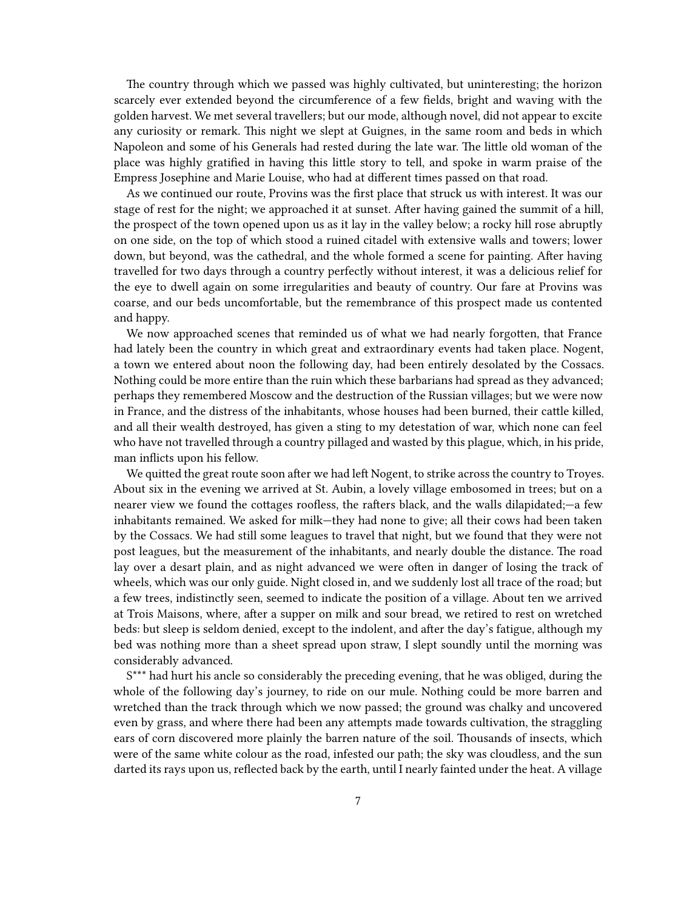The country through which we passed was highly cultivated, but uninteresting; the horizon scarcely ever extended beyond the circumference of a few fields, bright and waving with the golden harvest. We met several travellers; but our mode, although novel, did not appear to excite any curiosity or remark. This night we slept at Guignes, in the same room and beds in which Napoleon and some of his Generals had rested during the late war. The little old woman of the place was highly gratified in having this little story to tell, and spoke in warm praise of the Empress Josephine and Marie Louise, who had at different times passed on that road.

As we continued our route, Provins was the first place that struck us with interest. It was our stage of rest for the night; we approached it at sunset. After having gained the summit of a hill, the prospect of the town opened upon us as it lay in the valley below; a rocky hill rose abruptly on one side, on the top of which stood a ruined citadel with extensive walls and towers; lower down, but beyond, was the cathedral, and the whole formed a scene for painting. After having travelled for two days through a country perfectly without interest, it was a delicious relief for the eye to dwell again on some irregularities and beauty of country. Our fare at Provins was coarse, and our beds uncomfortable, but the remembrance of this prospect made us contented and happy.

We now approached scenes that reminded us of what we had nearly forgotten, that France had lately been the country in which great and extraordinary events had taken place. Nogent, a town we entered about noon the following day, had been entirely desolated by the Cossacs. Nothing could be more entire than the ruin which these barbarians had spread as they advanced; perhaps they remembered Moscow and the destruction of the Russian villages; but we were now in France, and the distress of the inhabitants, whose houses had been burned, their cattle killed, and all their wealth destroyed, has given a sting to my detestation of war, which none can feel who have not travelled through a country pillaged and wasted by this plague, which, in his pride, man inflicts upon his fellow.

We quitted the great route soon after we had left Nogent, to strike across the country to Troyes. About six in the evening we arrived at St. Aubin, a lovely village embosomed in trees; but on a nearer view we found the cottages roofless, the rafters black, and the walls dilapidated;—a few inhabitants remained. We asked for milk—they had none to give; all their cows had been taken by the Cossacs. We had still some leagues to travel that night, but we found that they were not post leagues, but the measurement of the inhabitants, and nearly double the distance. The road lay over a desart plain, and as night advanced we were often in danger of losing the track of wheels, which was our only guide. Night closed in, and we suddenly lost all trace of the road; but a few trees, indistinctly seen, seemed to indicate the position of a village. About ten we arrived at Trois Maisons, where, after a supper on milk and sour bread, we retired to rest on wretched beds: but sleep is seldom denied, except to the indolent, and after the day's fatigue, although my bed was nothing more than a sheet spread upon straw, I slept soundly until the morning was considerably advanced.

S*** had hurt his ancle so considerably the preceding evening, that he was obliged, during the whole of the following day's journey, to ride on our mule. Nothing could be more barren and wretched than the track through which we now passed; the ground was chalky and uncovered even by grass, and where there had been any attempts made towards cultivation, the straggling ears of corn discovered more plainly the barren nature of the soil. Thousands of insects, which were of the same white colour as the road, infested our path; the sky was cloudless, and the sun darted its rays upon us, reflected back by the earth, until I nearly fainted under the heat. A village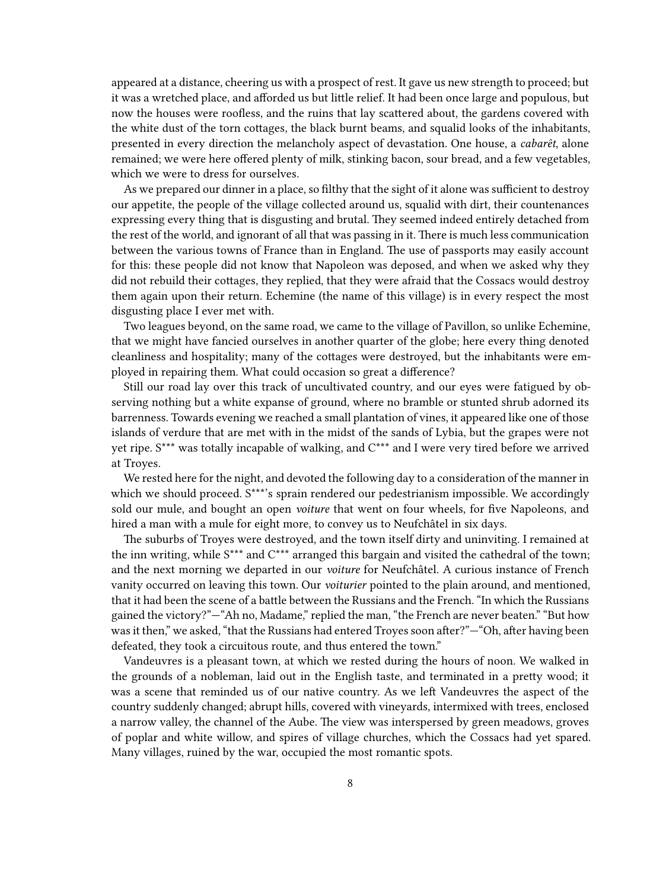appeared at a distance, cheering us with a prospect of rest. It gave us new strength to proceed; but it was a wretched place, and afforded us but little relief. It had been once large and populous, but now the houses were roofless, and the ruins that lay scattered about, the gardens covered with the white dust of the torn cottages, the black burnt beams, and squalid looks of the inhabitants, presented in every direction the melancholy aspect of devastation. One house, a *cabarêt*, alone remained; we were here offered plenty of milk, stinking bacon, sour bread, and a few vegetables, which we were to dress for ourselves.

As we prepared our dinner in a place, so filthy that the sight of it alone was sufficient to destroy our appetite, the people of the village collected around us, squalid with dirt, their countenances expressing every thing that is disgusting and brutal. They seemed indeed entirely detached from the rest of the world, and ignorant of all that was passing in it. There is much less communication between the various towns of France than in England. The use of passports may easily account for this: these people did not know that Napoleon was deposed, and when we asked why they did not rebuild their cottages, they replied, that they were afraid that the Cossacs would destroy them again upon their return. Echemine (the name of this village) is in every respect the most disgusting place I ever met with.

Two leagues beyond, on the same road, we came to the village of Pavillon, so unlike Echemine, that we might have fancied ourselves in another quarter of the globe; here every thing denoted cleanliness and hospitality; many of the cottages were destroyed, but the inhabitants were employed in repairing them. What could occasion so great a difference?

Still our road lay over this track of uncultivated country, and our eyes were fatigued by observing nothing but a white expanse of ground, where no bramble or stunted shrub adorned its barrenness. Towards evening we reached a small plantation of vines, it appeared like one of those islands of verdure that are met with in the midst of the sands of Lybia, but the grapes were not yet ripe. S*** was totally incapable of walking, and C*** and I were very tired before we arrived at Troyes.

We rested here for the night, and devoted the following day to a consideration of the manner in which we should proceed. S***'s sprain rendered our pedestrianism impossible. We accordingly sold our mule, and bought an open *voiture* that went on four wheels, for five Napoleons, and hired a man with a mule for eight more, to convey us to Neufchâtel in six days.

The suburbs of Troyes were destroyed, and the town itself dirty and uninviting. I remained at the inn writing, while S*** and C*** arranged this bargain and visited the cathedral of the town; and the next morning we departed in our *voiture* for Neufchâtel. A curious instance of French vanity occurred on leaving this town. Our *voiturier* pointed to the plain around, and mentioned, that it had been the scene of a battle between the Russians and the French. "In which the Russians gained the victory?"—"Ah no, Madame," replied the man, "the French are never beaten." "But how was it then," we asked, "that the Russians had entered Troyes soon after?"—"Oh, after having been defeated, they took a circuitous route, and thus entered the town."

Vandeuvres is a pleasant town, at which we rested during the hours of noon. We walked in the grounds of a nobleman, laid out in the English taste, and terminated in a pretty wood; it was a scene that reminded us of our native country. As we left Vandeuvres the aspect of the country suddenly changed; abrupt hills, covered with vineyards, intermixed with trees, enclosed a narrow valley, the channel of the Aube. The view was interspersed by green meadows, groves of poplar and white willow, and spires of village churches, which the Cossacs had yet spared. Many villages, ruined by the war, occupied the most romantic spots.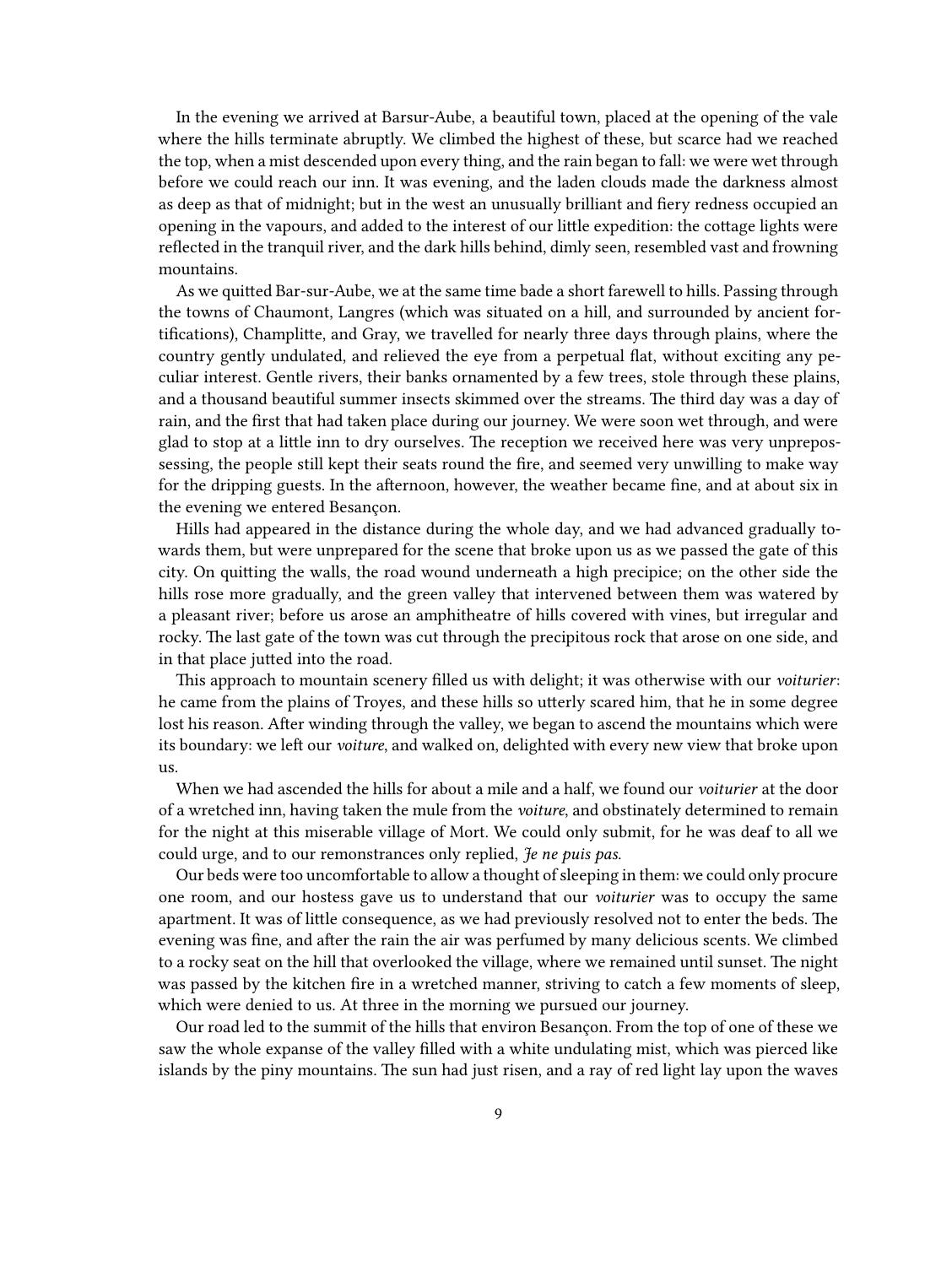In the evening we arrived at Barsur-Aube, a beautiful town, placed at the opening of the vale where the hills terminate abruptly. We climbed the highest of these, but scarce had we reached the top, when a mist descended upon every thing, and the rain began to fall: we were wet through before we could reach our inn. It was evening, and the laden clouds made the darkness almost as deep as that of midnight; but in the west an unusually brilliant and fiery redness occupied an opening in the vapours, and added to the interest of our little expedition: the cottage lights were reflected in the tranquil river, and the dark hills behind, dimly seen, resembled vast and frowning mountains.

As we quitted Bar-sur-Aube, we at the same time bade a short farewell to hills. Passing through the towns of Chaumont, Langres (which was situated on a hill, and surrounded by ancient fortifications), Champlitte, and Gray, we travelled for nearly three days through plains, where the country gently undulated, and relieved the eye from a perpetual flat, without exciting any peculiar interest. Gentle rivers, their banks ornamented by a few trees, stole through these plains, and a thousand beautiful summer insects skimmed over the streams. The third day was a day of rain, and the first that had taken place during our journey. We were soon wet through, and were glad to stop at a little inn to dry ourselves. The reception we received here was very unprepossessing, the people still kept their seats round the fire, and seemed very unwilling to make way for the dripping guests. In the afternoon, however, the weather became fine, and at about six in the evening we entered Besançon.

Hills had appeared in the distance during the whole day, and we had advanced gradually towards them, but were unprepared for the scene that broke upon us as we passed the gate of this city. On quitting the walls, the road wound underneath a high precipice; on the other side the hills rose more gradually, and the green valley that intervened between them was watered by a pleasant river; before us arose an amphitheatre of hills covered with vines, but irregular and rocky. The last gate of the town was cut through the precipitous rock that arose on one side, and in that place jutted into the road.

This approach to mountain scenery filled us with delight; it was otherwise with our *voiturier*: he came from the plains of Troyes, and these hills so utterly scared him, that he in some degree lost his reason. After winding through the valley, we began to ascend the mountains which were its boundary: we left our *voiture*, and walked on, delighted with every new view that broke upon us.

When we had ascended the hills for about a mile and a half, we found our *voiturier* at the door of a wretched inn, having taken the mule from the *voiture*, and obstinately determined to remain for the night at this miserable village of Mort. We could only submit, for he was deaf to all we could urge, and to our remonstrances only replied, *Je ne puis pas*.

Our beds were too uncomfortable to allow a thought of sleeping in them: we could only procure one room, and our hostess gave us to understand that our *voiturier* was to occupy the same apartment. It was of little consequence, as we had previously resolved not to enter the beds. The evening was fine, and after the rain the air was perfumed by many delicious scents. We climbed to a rocky seat on the hill that overlooked the village, where we remained until sunset. The night was passed by the kitchen fire in a wretched manner, striving to catch a few moments of sleep, which were denied to us. At three in the morning we pursued our journey.

Our road led to the summit of the hills that environ Besançon. From the top of one of these we saw the whole expanse of the valley filled with a white undulating mist, which was pierced like islands by the piny mountains. The sun had just risen, and a ray of red light lay upon the waves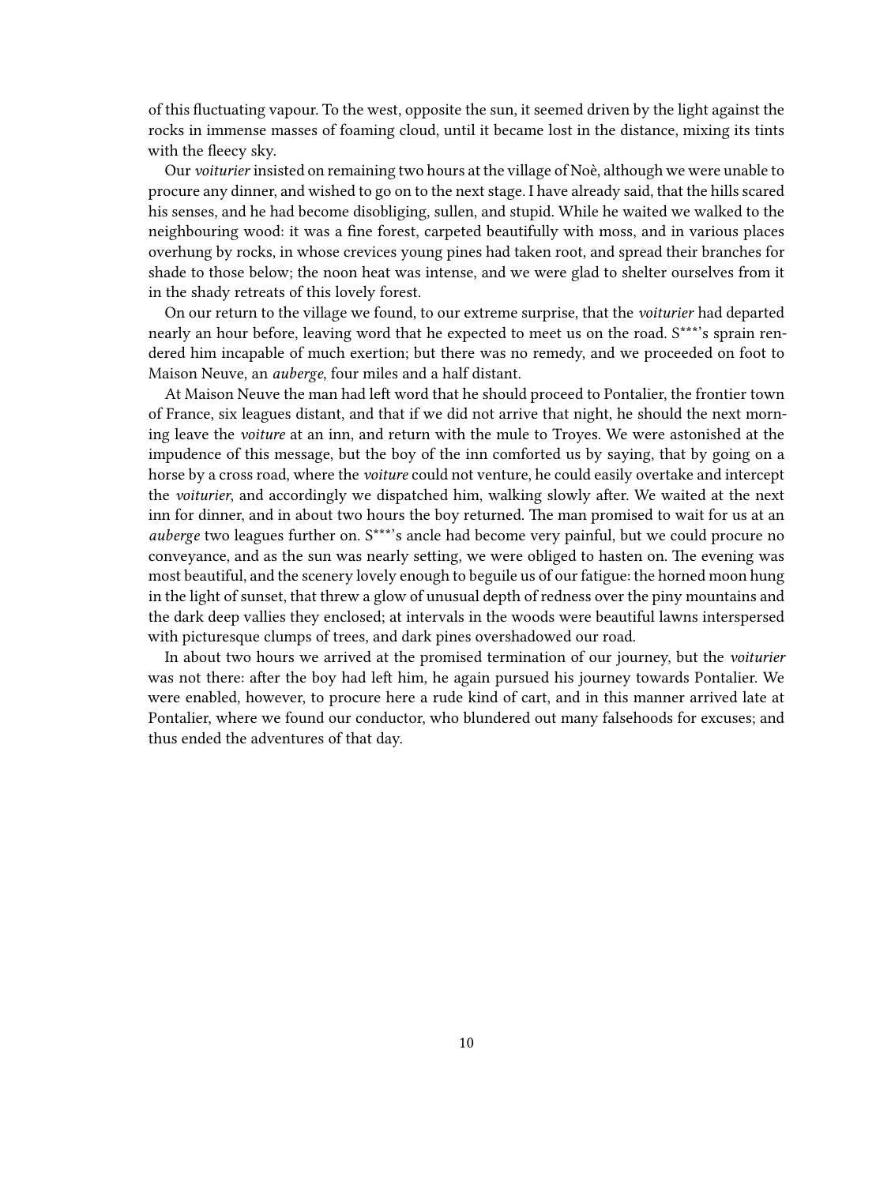of this fluctuating vapour. To the west, opposite the sun, it seemed driven by the light against the rocks in immense masses of foaming cloud, until it became lost in the distance, mixing its tints with the fleecy sky.

Our *voiturier* insisted on remaining two hours at the village of Noè, although we were unable to procure any dinner, and wished to go on to the next stage. I have already said, that the hills scared his senses, and he had become disobliging, sullen, and stupid. While he waited we walked to the neighbouring wood: it was a fine forest, carpeted beautifully with moss, and in various places overhung by rocks, in whose crevices young pines had taken root, and spread their branches for shade to those below; the noon heat was intense, and we were glad to shelter ourselves from it in the shady retreats of this lovely forest.

On our return to the village we found, to our extreme surprise, that the *voiturier* had departed nearly an hour before, leaving word that he expected to meet us on the road. S***'s sprain rendered him incapable of much exertion; but there was no remedy, and we proceeded on foot to Maison Neuve, an *auberge*, four miles and a half distant.

At Maison Neuve the man had left word that he should proceed to Pontalier, the frontier town of France, six leagues distant, and that if we did not arrive that night, he should the next morning leave the *voiture* at an inn, and return with the mule to Troyes. We were astonished at the impudence of this message, but the boy of the inn comforted us by saying, that by going on a horse by a cross road, where the *voiture* could not venture, he could easily overtake and intercept the *voiturier*, and accordingly we dispatched him, walking slowly after. We waited at the next inn for dinner, and in about two hours the boy returned. The man promised to wait for us at an *auberge* two leagues further on. S***'s ancle had become very painful, but we could procure no conveyance, and as the sun was nearly setting, we were obliged to hasten on. The evening was most beautiful, and the scenery lovely enough to beguile us of our fatigue: the horned moon hung in the light of sunset, that threw a glow of unusual depth of redness over the piny mountains and the dark deep vallies they enclosed; at intervals in the woods were beautiful lawns interspersed with picturesque clumps of trees, and dark pines overshadowed our road.

In about two hours we arrived at the promised termination of our journey, but the *voiturier* was not there: after the boy had left him, he again pursued his journey towards Pontalier. We were enabled, however, to procure here a rude kind of cart, and in this manner arrived late at Pontalier, where we found our conductor, who blundered out many falsehoods for excuses; and thus ended the adventures of that day.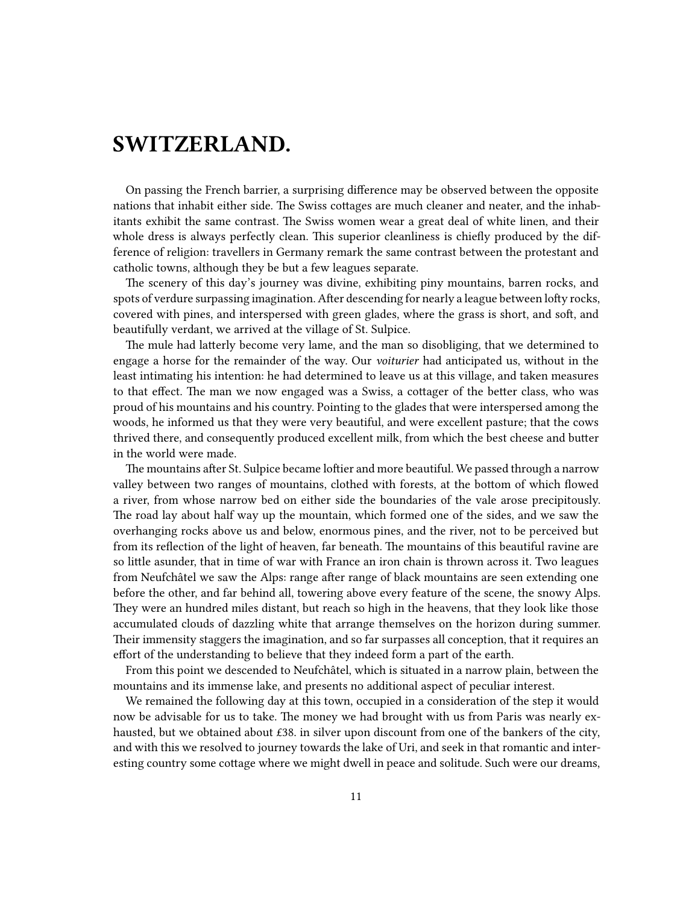# SWITZERLAND.

On passing the French barrier, a surprising difference may be observed between the opposite nations that inhabit either side. The Swiss cottages are much cleaner and neater, and the inhabitants exhibit the same contrast. The Swiss women wear a great deal of white linen, and their whole dress is always perfectly clean. This superior cleanliness is chiefly produced by the difference of religion: travellers in Germany remark the same contrast between the protestant and catholic towns, although they be but a few leagues separate.

The scenery of this day's journey was divine, exhibiting piny mountains, barren rocks, and spots of verdure surpassing imagination. After descending for nearly a league between lofty rocks, covered with pines, and interspersed with green glades, where the grass is short, and soft, and beautifully verdant, we arrived at the village of St. Sulpice.

The mule had latterly become very lame, and the man so disobliging, that we determined to engage a horse for the remainder of the way. Our *voiturier* had anticipated us, without in the least intimating his intention: he had determined to leave us at this village, and taken measures to that effect. The man we now engaged was a Swiss, a cottager of the better class, who was proud of his mountains and his country. Pointing to the glades that were interspersed among the woods, he informed us that they were very beautiful, and were excellent pasture; that the cows thrived there, and consequently produced excellent milk, from which the best cheese and butter in the world were made.

The mountains after St. Sulpice became loftier and more beautiful. We passed through a narrow valley between two ranges of mountains, clothed with forests, at the bottom of which flowed a river, from whose narrow bed on either side the boundaries of the vale arose precipitously. The road lay about half way up the mountain, which formed one of the sides, and we saw the overhanging rocks above us and below, enormous pines, and the river, not to be perceived but from its reflection of the light of heaven, far beneath. The mountains of this beautiful ravine are so little asunder, that in time of war with France an iron chain is thrown across it. Two leagues from Neufchâtel we saw the Alps: range after range of black mountains are seen extending one before the other, and far behind all, towering above every feature of the scene, the snowy Alps. They were an hundred miles distant, but reach so high in the heavens, that they look like those accumulated clouds of dazzling white that arrange themselves on the horizon during summer. Their immensity staggers the imagination, and so far surpasses all conception, that it requires an effort of the understanding to believe that they indeed form a part of the earth.

From this point we descended to Neufchâtel, which is situated in a narrow plain, between the mountains and its immense lake, and presents no additional aspect of peculiar interest.

We remained the following day at this town, occupied in a consideration of the step it would now be advisable for us to take. The money we had brought with us from Paris was nearly exhausted, but we obtained about £38. in silver upon discount from one of the bankers of the city, and with this we resolved to journey towards the lake of Uri, and seek in that romantic and interesting country some cottage where we might dwell in peace and solitude. Such were our dreams,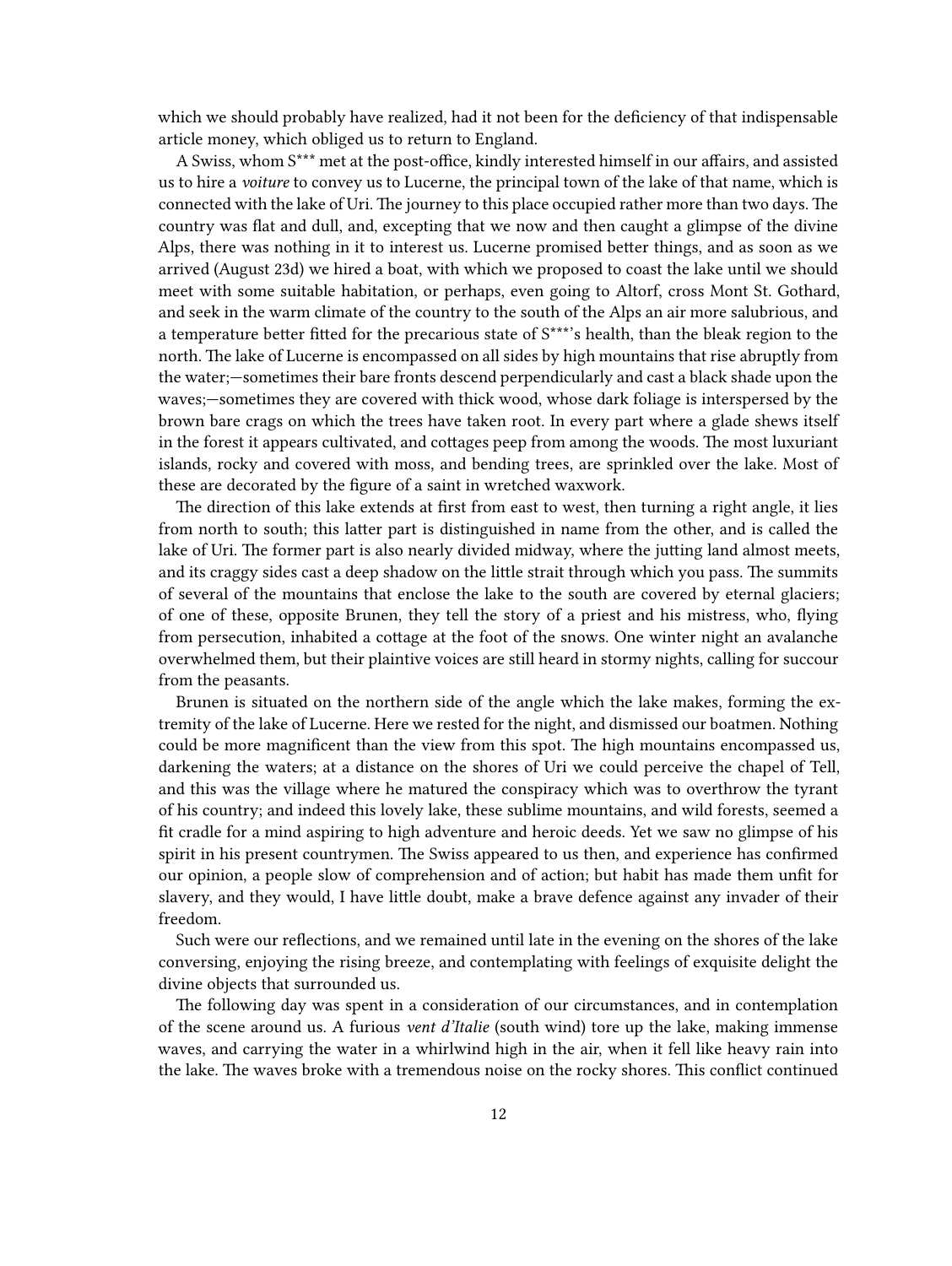which we should probably have realized, had it not been for the deficiency of that indispensable article money, which obliged us to return to England.

A Swiss, whom S*** met at the post-office, kindly interested himself in our affairs, and assisted us to hire a *voiture* to convey us to Lucerne, the principal town of the lake of that name, which is connected with the lake of Uri. The journey to this place occupied rather more than two days. The country was flat and dull, and, excepting that we now and then caught a glimpse of the divine Alps, there was nothing in it to interest us. Lucerne promised better things, and as soon as we arrived (August 23d) we hired a boat, with which we proposed to coast the lake until we should meet with some suitable habitation, or perhaps, even going to Altorf, cross Mont St. Gothard, and seek in the warm climate of the country to the south of the Alps an air more salubrious, and a temperature better fitted for the precarious state of S***'s health, than the bleak region to the north. The lake of Lucerne is encompassed on all sides by high mountains that rise abruptly from the water;—sometimes their bare fronts descend perpendicularly and cast a black shade upon the waves;—sometimes they are covered with thick wood, whose dark foliage is interspersed by the brown bare crags on which the trees have taken root. In every part where a glade shews itself in the forest it appears cultivated, and cottages peep from among the woods. The most luxuriant islands, rocky and covered with moss, and bending trees, are sprinkled over the lake. Most of these are decorated by the figure of a saint in wretched waxwork.

The direction of this lake extends at first from east to west, then turning a right angle, it lies from north to south; this latter part is distinguished in name from the other, and is called the lake of Uri. The former part is also nearly divided midway, where the jutting land almost meets, and its craggy sides cast a deep shadow on the little strait through which you pass. The summits of several of the mountains that enclose the lake to the south are covered by eternal glaciers; of one of these, opposite Brunen, they tell the story of a priest and his mistress, who, flying from persecution, inhabited a cottage at the foot of the snows. One winter night an avalanche overwhelmed them, but their plaintive voices are still heard in stormy nights, calling for succour from the peasants.

Brunen is situated on the northern side of the angle which the lake makes, forming the extremity of the lake of Lucerne. Here we rested for the night, and dismissed our boatmen. Nothing could be more magnificent than the view from this spot. The high mountains encompassed us, darkening the waters; at a distance on the shores of Uri we could perceive the chapel of Tell, and this was the village where he matured the conspiracy which was to overthrow the tyrant of his country; and indeed this lovely lake, these sublime mountains, and wild forests, seemed a fit cradle for a mind aspiring to high adventure and heroic deeds. Yet we saw no glimpse of his spirit in his present countrymen. The Swiss appeared to us then, and experience has confirmed our opinion, a people slow of comprehension and of action; but habit has made them unfit for slavery, and they would, I have little doubt, make a brave defence against any invader of their freedom.

Such were our reflections, and we remained until late in the evening on the shores of the lake conversing, enjoying the rising breeze, and contemplating with feelings of exquisite delight the divine objects that surrounded us.

The following day was spent in a consideration of our circumstances, and in contemplation of the scene around us. A furious *vent d'Italie* (south wind) tore up the lake, making immense waves, and carrying the water in a whirlwind high in the air, when it fell like heavy rain into the lake. The waves broke with a tremendous noise on the rocky shores. This conflict continued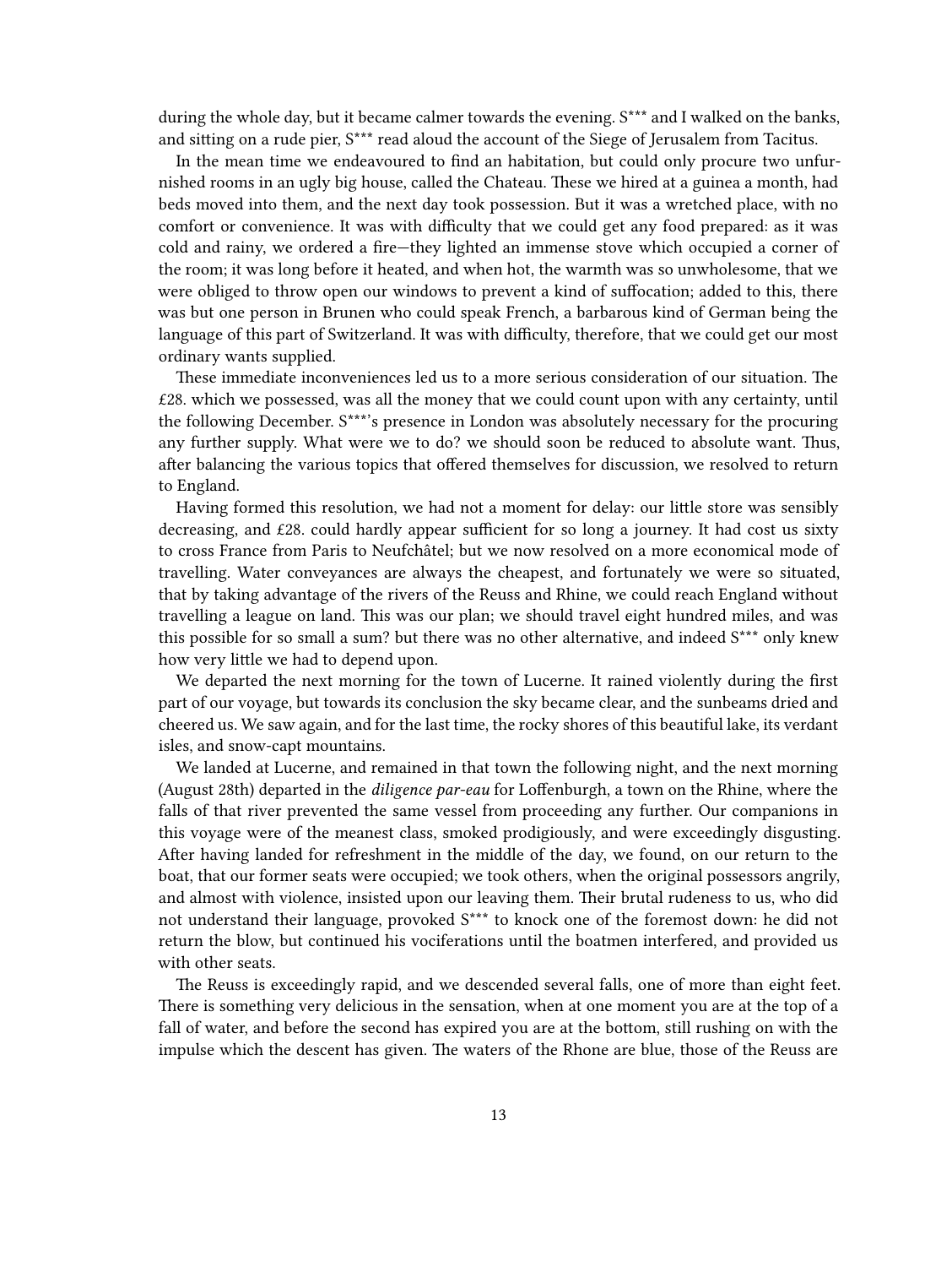during the whole day, but it became calmer towards the evening. S*** and I walked on the banks, and sitting on a rude pier, S*** read aloud the account of the Siege of Jerusalem from Tacitus.

In the mean time we endeavoured to find an habitation, but could only procure two unfurnished rooms in an ugly big house, called the Chateau. These we hired at a guinea a month, had beds moved into them, and the next day took possession. But it was a wretched place, with no comfort or convenience. It was with difficulty that we could get any food prepared: as it was cold and rainy, we ordered a fire—they lighted an immense stove which occupied a corner of the room; it was long before it heated, and when hot, the warmth was so unwholesome, that we were obliged to throw open our windows to prevent a kind of suffocation; added to this, there was but one person in Brunen who could speak French, a barbarous kind of German being the language of this part of Switzerland. It was with difficulty, therefore, that we could get our most ordinary wants supplied.

These immediate inconveniences led us to a more serious consideration of our situation. The £28. which we possessed, was all the money that we could count upon with any certainty, until the following December. S***'s presence in London was absolutely necessary for the procuring any further supply. What were we to do? we should soon be reduced to absolute want. Thus, after balancing the various topics that offered themselves for discussion, we resolved to return to England.

Having formed this resolution, we had not a moment for delay: our little store was sensibly decreasing, and £28. could hardly appear sufficient for so long a journey. It had cost us sixty to cross France from Paris to Neufchâtel; but we now resolved on a more economical mode of travelling. Water conveyances are always the cheapest, and fortunately we were so situated, that by taking advantage of the rivers of the Reuss and Rhine, we could reach England without travelling a league on land. This was our plan; we should travel eight hundred miles, and was this possible for so small a sum? but there was no other alternative, and indeed S*** only knew how very little we had to depend upon.

We departed the next morning for the town of Lucerne. It rained violently during the first part of our voyage, but towards its conclusion the sky became clear, and the sunbeams dried and cheered us. We saw again, and for the last time, the rocky shores of this beautiful lake, its verdant isles, and snow-capt mountains.

We landed at Lucerne, and remained in that town the following night, and the next morning (August 28th) departed in the *diligence par-eau* for Loffenburgh, a town on the Rhine, where the falls of that river prevented the same vessel from proceeding any further. Our companions in this voyage were of the meanest class, smoked prodigiously, and were exceedingly disgusting. After having landed for refreshment in the middle of the day, we found, on our return to the boat, that our former seats were occupied; we took others, when the original possessors angrily, and almost with violence, insisted upon our leaving them. Their brutal rudeness to us, who did not understand their language, provoked S*** to knock one of the foremost down: he did not return the blow, but continued his vociferations until the boatmen interfered, and provided us with other seats.

The Reuss is exceedingly rapid, and we descended several falls, one of more than eight feet. There is something very delicious in the sensation, when at one moment you are at the top of a fall of water, and before the second has expired you are at the bottom, still rushing on with the impulse which the descent has given. The waters of the Rhone are blue, those of the Reuss are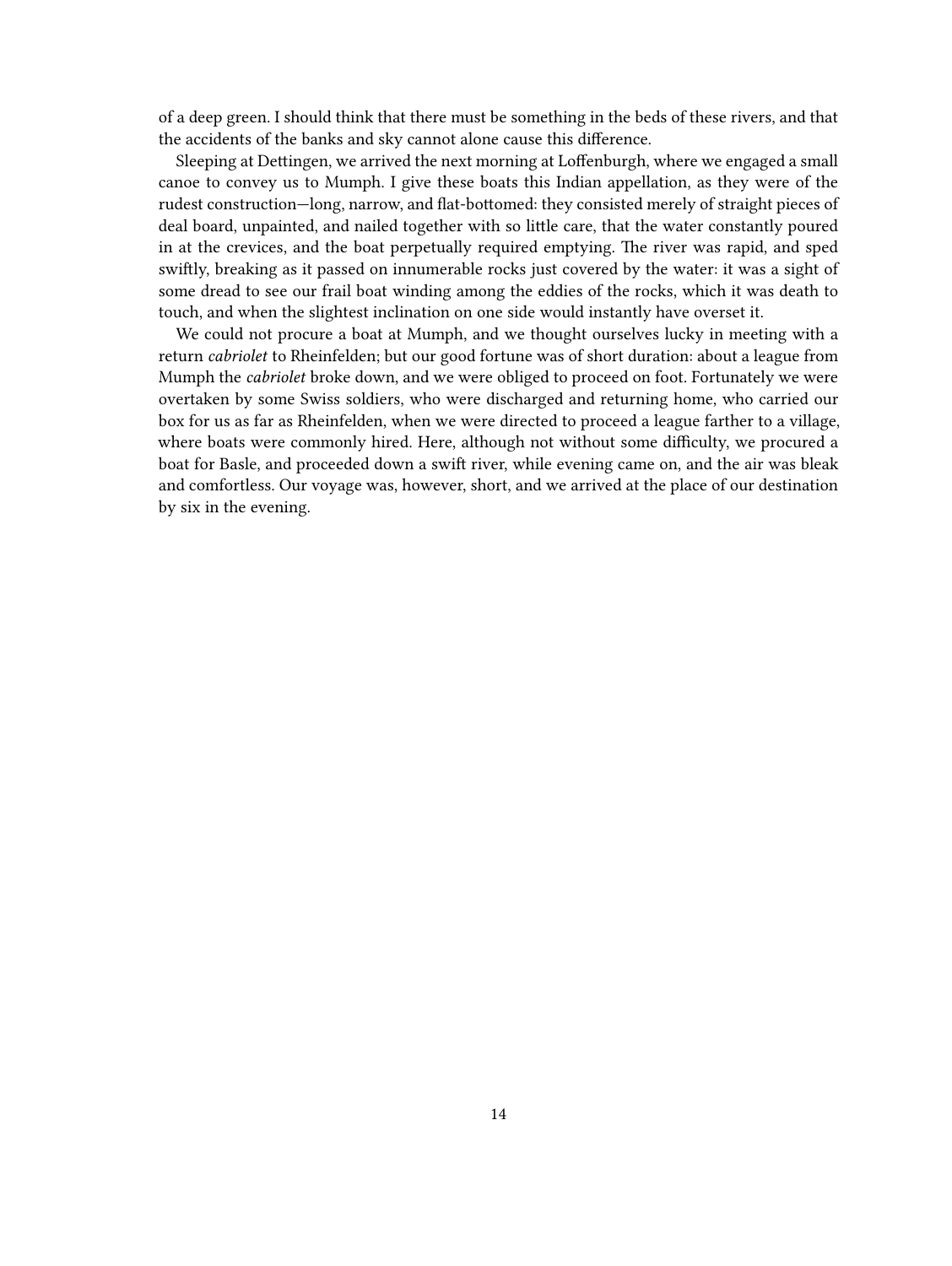of a deep green. I should think that there must be something in the beds of these rivers, and that the accidents of the banks and sky cannot alone cause this difference.

Sleeping at Dettingen, we arrived the next morning at Loffenburgh, where we engaged a small canoe to convey us to Mumph. I give these boats this Indian appellation, as they were of the rudest construction—long, narrow, and flat-bottomed: they consisted merely of straight pieces of deal board, unpainted, and nailed together with so little care, that the water constantly poured in at the crevices, and the boat perpetually required emptying. The river was rapid, and sped swiftly, breaking as it passed on innumerable rocks just covered by the water: it was a sight of some dread to see our frail boat winding among the eddies of the rocks, which it was death to touch, and when the slightest inclination on one side would instantly have overset it.

We could not procure a boat at Mumph, and we thought ourselves lucky in meeting with a return *cabriolet* to Rheinfelden; but our good fortune was of short duration: about a league from Mumph the *cabriolet* broke down, and we were obliged to proceed on foot. Fortunately we were overtaken by some Swiss soldiers, who were discharged and returning home, who carried our box for us as far as Rheinfelden, when we were directed to proceed a league farther to a village, where boats were commonly hired. Here, although not without some difficulty, we procured a boat for Basle, and proceeded down a swift river, while evening came on, and the air was bleak and comfortless. Our voyage was, however, short, and we arrived at the place of our destination by six in the evening.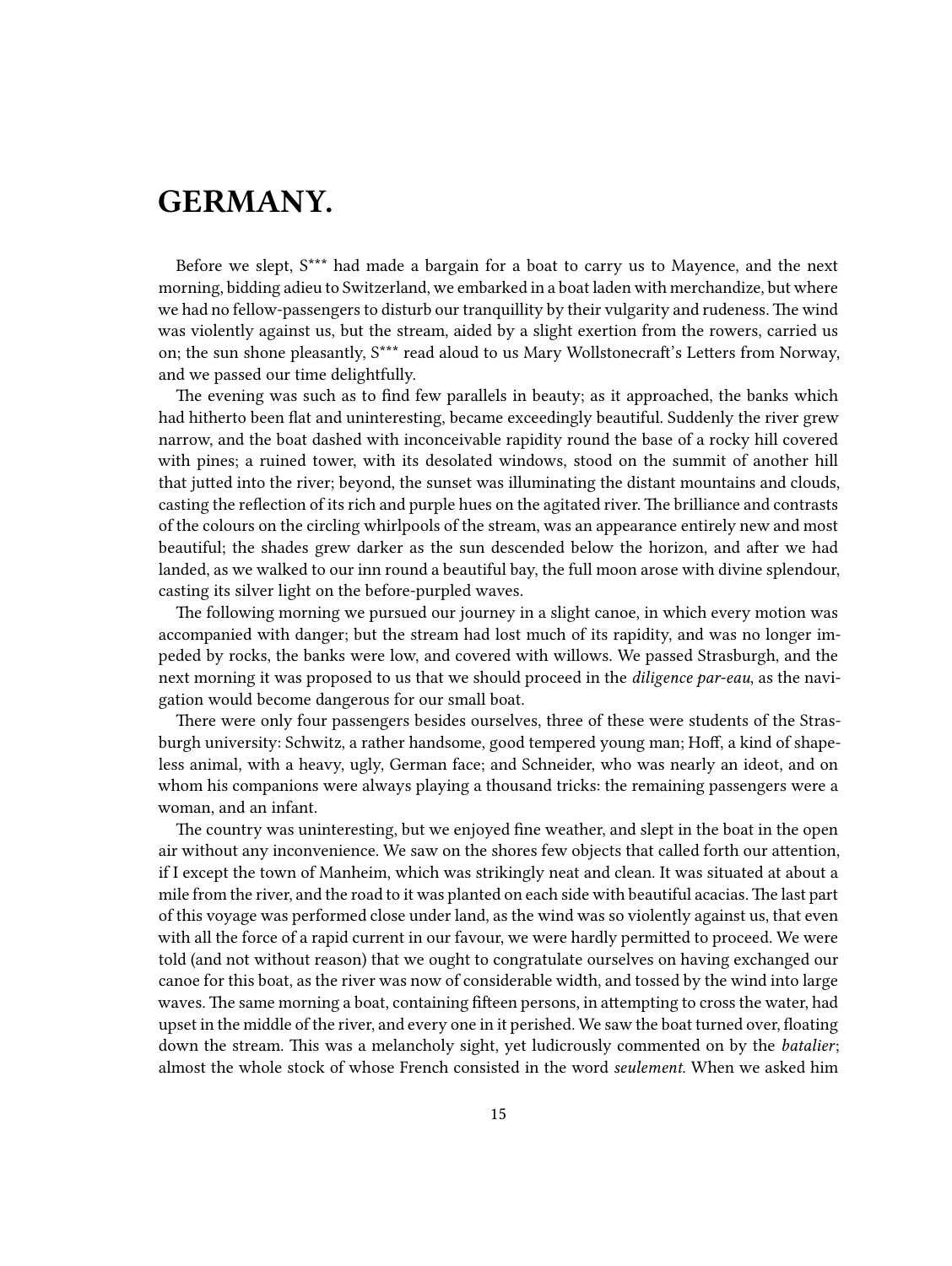# GERMANY.

Before we slept, S*** had made a bargain for a boat to carry us to Mayence, and the next morning, bidding adieu to Switzerland, we embarked in a boat laden with merchandize, but where we had no fellow-passengers to disturb our tranquillity by their vulgarity and rudeness. The wind was violently against us, but the stream, aided by a slight exertion from the rowers, carried us on; the sun shone pleasantly, S*** read aloud to us Mary Wollstonecraft's Letters from Norway, and we passed our time delightfully.

The evening was such as to find few parallels in beauty; as it approached, the banks which had hitherto been flat and uninteresting, became exceedingly beautiful. Suddenly the river grew narrow, and the boat dashed with inconceivable rapidity round the base of a rocky hill covered with pines; a ruined tower, with its desolated windows, stood on the summit of another hill that jutted into the river; beyond, the sunset was illuminating the distant mountains and clouds, casting the reflection of its rich and purple hues on the agitated river. The brilliance and contrasts of the colours on the circling whirlpools of the stream, was an appearance entirely new and most beautiful; the shades grew darker as the sun descended below the horizon, and after we had landed, as we walked to our inn round a beautiful bay, the full moon arose with divine splendour, casting its silver light on the before-purpled waves.

The following morning we pursued our journey in a slight canoe, in which every motion was accompanied with danger; but the stream had lost much of its rapidity, and was no longer impeded by rocks, the banks were low, and covered with willows. We passed Strasburgh, and the next morning it was proposed to us that we should proceed in the *diligence par-eau*, as the navigation would become dangerous for our small boat.

There were only four passengers besides ourselves, three of these were students of the Strasburgh university: Schwitz, a rather handsome, good tempered young man; Hoff, a kind of shapeless animal, with a heavy, ugly, German face; and Schneider, who was nearly an ideot, and on whom his companions were always playing a thousand tricks: the remaining passengers were a woman, and an infant.

The country was uninteresting, but we enjoyed fine weather, and slept in the boat in the open air without any inconvenience. We saw on the shores few objects that called forth our attention, if I except the town of Manheim, which was strikingly neat and clean. It was situated at about a mile from the river, and the road to it was planted on each side with beautiful acacias. The last part of this voyage was performed close under land, as the wind was so violently against us, that even with all the force of a rapid current in our favour, we were hardly permitted to proceed. We were told (and not without reason) that we ought to congratulate ourselves on having exchanged our canoe for this boat, as the river was now of considerable width, and tossed by the wind into large waves. The same morning a boat, containing fifteen persons, in attempting to cross the water, had upset in the middle of the river, and every one in it perished. We saw the boat turned over, floating down the stream. This was a melancholy sight, yet ludicrously commented on by the *batalier*; almost the whole stock of whose French consisted in the word *seulement.* When we asked him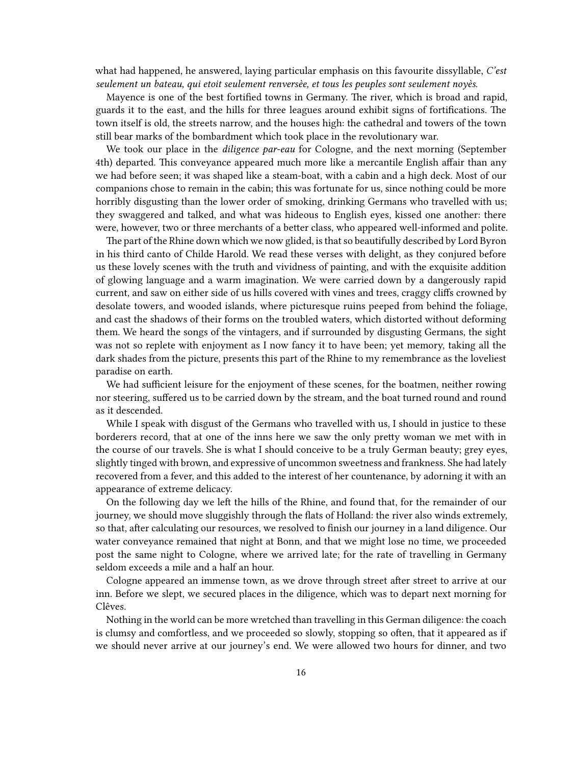what had happened, he answered, laying particular emphasis on this favourite dissyllable, *C'est seulement un bateau, qui etoit seulement renversèe, et tous les peuples sont seulement noyès.*

Mayence is one of the best fortified towns in Germany. The river, which is broad and rapid, guards it to the east, and the hills for three leagues around exhibit signs of fortifications. The town itself is old, the streets narrow, and the houses high: the cathedral and towers of the town still bear marks of the bombardment which took place in the revolutionary war.

We took our place in the *diligence par-eau* for Cologne, and the next morning (September 4th) departed. This conveyance appeared much more like a mercantile English affair than any we had before seen; it was shaped like a steam-boat, with a cabin and a high deck. Most of our companions chose to remain in the cabin; this was fortunate for us, since nothing could be more horribly disgusting than the lower order of smoking, drinking Germans who travelled with us; they swaggered and talked, and what was hideous to English eyes, kissed one another: there were, however, two or three merchants of a better class, who appeared well-informed and polite.

The part of the Rhine down which we now glided, is that so beautifully described by Lord Byron in his third canto of Childe Harold. We read these verses with delight, as they conjured before us these lovely scenes with the truth and vividness of painting, and with the exquisite addition of glowing language and a warm imagination. We were carried down by a dangerously rapid current, and saw on either side of us hills covered with vines and trees, craggy cliffs crowned by desolate towers, and wooded islands, where picturesque ruins peeped from behind the foliage, and cast the shadows of their forms on the troubled waters, which distorted without deforming them. We heard the songs of the vintagers, and if surrounded by disgusting Germans, the sight was not so replete with enjoyment as I now fancy it to have been; yet memory, taking all the dark shades from the picture, presents this part of the Rhine to my remembrance as the loveliest paradise on earth.

We had sufficient leisure for the enjoyment of these scenes, for the boatmen, neither rowing nor steering, suffered us to be carried down by the stream, and the boat turned round and round as it descended.

While I speak with disgust of the Germans who travelled with us, I should in justice to these borderers record, that at one of the inns here we saw the only pretty woman we met with in the course of our travels. She is what I should conceive to be a truly German beauty; grey eyes, slightly tinged with brown, and expressive of uncommon sweetness and frankness. She had lately recovered from a fever, and this added to the interest of her countenance, by adorning it with an appearance of extreme delicacy.

On the following day we left the hills of the Rhine, and found that, for the remainder of our journey, we should move sluggishly through the flats of Holland: the river also winds extremely, so that, after calculating our resources, we resolved to finish our journey in a land diligence. Our water conveyance remained that night at Bonn, and that we might lose no time, we proceeded post the same night to Cologne, where we arrived late; for the rate of travelling in Germany seldom exceeds a mile and a half an hour.

Cologne appeared an immense town, as we drove through street after street to arrive at our inn. Before we slept, we secured places in the diligence, which was to depart next morning for Clêves.

Nothing in the world can be more wretched than travelling in this German diligence: the coach is clumsy and comfortless, and we proceeded so slowly, stopping so often, that it appeared as if we should never arrive at our journey's end. We were allowed two hours for dinner, and two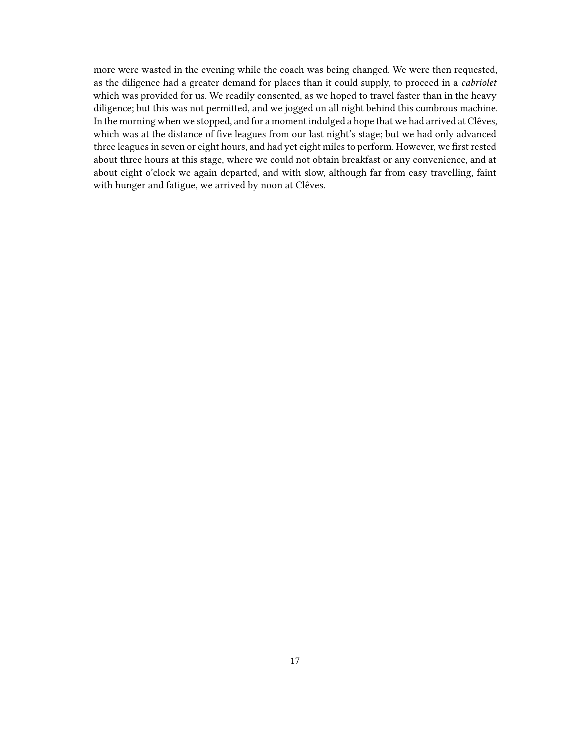more were wasted in the evening while the coach was being changed. We were then requested, as the diligence had a greater demand for places than it could supply, to proceed in a *cabriolet* which was provided for us. We readily consented, as we hoped to travel faster than in the heavy diligence; but this was not permitted, and we jogged on all night behind this cumbrous machine. In the morning when we stopped, and for a moment indulged a hope that we had arrived at Clêves, which was at the distance of five leagues from our last night's stage; but we had only advanced three leagues in seven or eight hours, and had yet eight miles to perform. However, we first rested about three hours at this stage, where we could not obtain breakfast or any convenience, and at about eight o'clock we again departed, and with slow, although far from easy travelling, faint with hunger and fatigue, we arrived by noon at Clêves.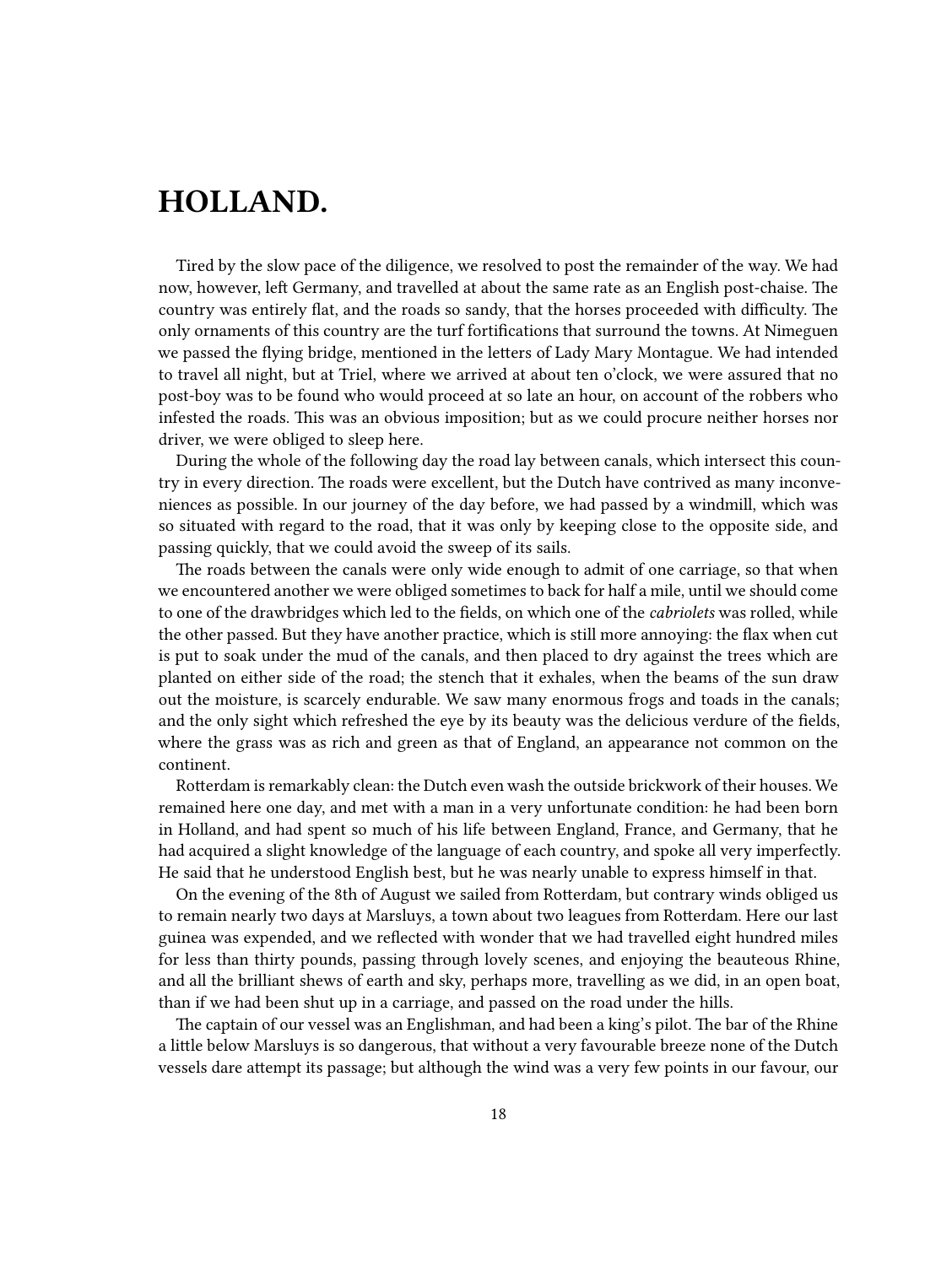# HOLLAND.

Tired by the slow pace of the diligence, we resolved to post the remainder of the way. We had now, however, left Germany, and travelled at about the same rate as an English post-chaise. The country was entirely flat, and the roads so sandy, that the horses proceeded with difficulty. The only ornaments of this country are the turf fortifications that surround the towns. At Nimeguen we passed the flying bridge, mentioned in the letters of Lady Mary Montague. We had intended to travel all night, but at Triel, where we arrived at about ten o'clock, we were assured that no post-boy was to be found who would proceed at so late an hour, on account of the robbers who infested the roads. This was an obvious imposition; but as we could procure neither horses nor driver, we were obliged to sleep here.

During the whole of the following day the road lay between canals, which intersect this country in every direction. The roads were excellent, but the Dutch have contrived as many inconveniences as possible. In our journey of the day before, we had passed by a windmill, which was so situated with regard to the road, that it was only by keeping close to the opposite side, and passing quickly, that we could avoid the sweep of its sails.

The roads between the canals were only wide enough to admit of one carriage, so that when we encountered another we were obliged sometimes to back for half a mile, until we should come to one of the drawbridges which led to the fields, on which one of the *cabriolets* was rolled, while the other passed. But they have another practice, which is still more annoying: the flax when cut is put to soak under the mud of the canals, and then placed to dry against the trees which are planted on either side of the road; the stench that it exhales, when the beams of the sun draw out the moisture, is scarcely endurable. We saw many enormous frogs and toads in the canals; and the only sight which refreshed the eye by its beauty was the delicious verdure of the fields, where the grass was as rich and green as that of England, an appearance not common on the continent.

Rotterdam is remarkably clean: the Dutch even wash the outside brickwork of their houses. We remained here one day, and met with a man in a very unfortunate condition: he had been born in Holland, and had spent so much of his life between England, France, and Germany, that he had acquired a slight knowledge of the language of each country, and spoke all very imperfectly. He said that he understood English best, but he was nearly unable to express himself in that.

On the evening of the 8th of August we sailed from Rotterdam, but contrary winds obliged us to remain nearly two days at Marsluys, a town about two leagues from Rotterdam. Here our last guinea was expended, and we reflected with wonder that we had travelled eight hundred miles for less than thirty pounds, passing through lovely scenes, and enjoying the beauteous Rhine, and all the brilliant shews of earth and sky, perhaps more, travelling as we did, in an open boat, than if we had been shut up in a carriage, and passed on the road under the hills.

The captain of our vessel was an Englishman, and had been a king's pilot. The bar of the Rhine a little below Marsluys is so dangerous, that without a very favourable breeze none of the Dutch vessels dare attempt its passage; but although the wind was a very few points in our favour, our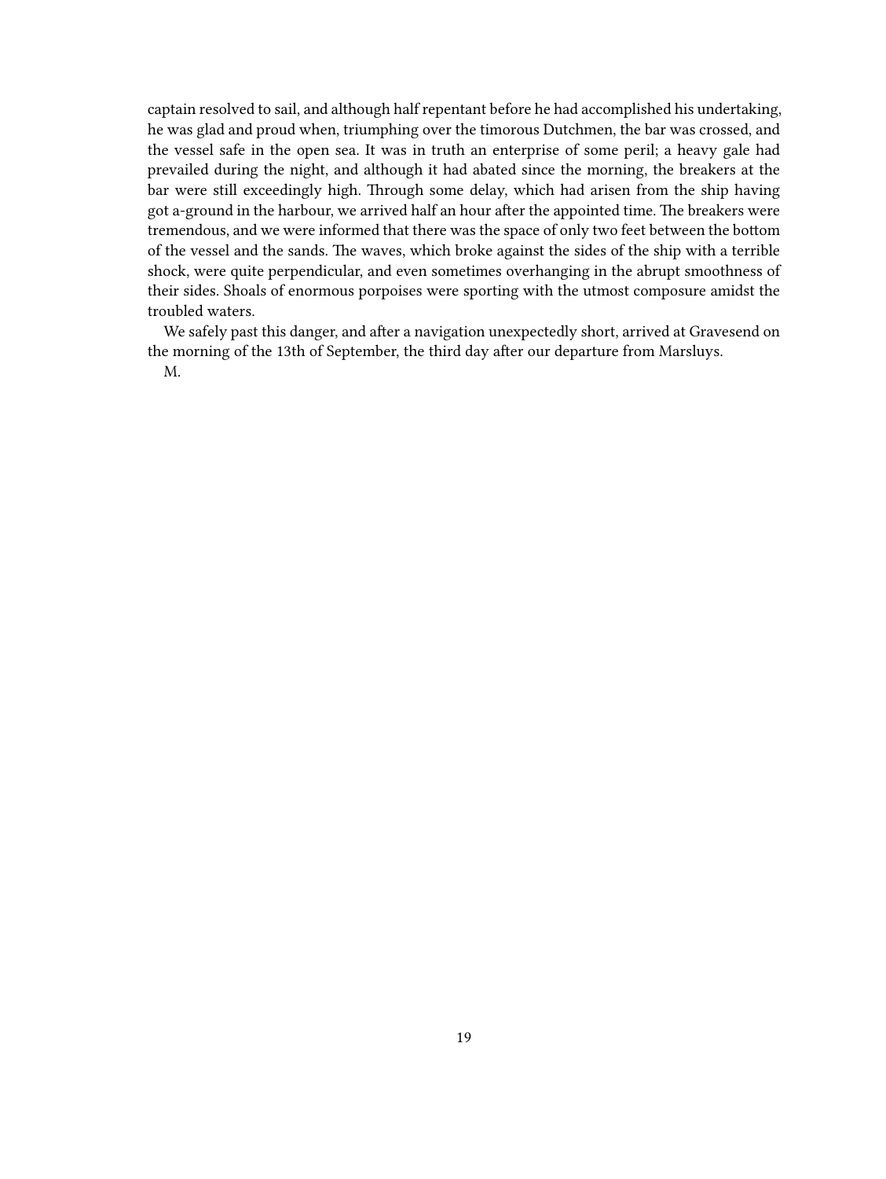captain resolved to sail, and although half repentant before he had accomplished his undertaking, he was glad and proud when, triumphing over the timorous Dutchmen, the bar was crossed, and the vessel safe in the open sea. It was in truth an enterprise of some peril; a heavy gale had prevailed during the night, and although it had abated since the morning, the breakers at the bar were still exceedingly high. Through some delay, which had arisen from the ship having got a-ground in the harbour, we arrived half an hour after the appointed time. The breakers were tremendous, and we were informed that there was the space of only two feet between the bottom of the vessel and the sands. The waves, which broke against the sides of the ship with a terrible shock, were quite perpendicular, and even sometimes overhanging in the abrupt smoothness of their sides. Shoals of enormous porpoises were sporting with the utmost composure amidst the troubled waters.

We safely past this danger, and after a navigation unexpectedly short, arrived at Gravesend on the morning of the 13th of September, the third day after our departure from Marsluys.

M.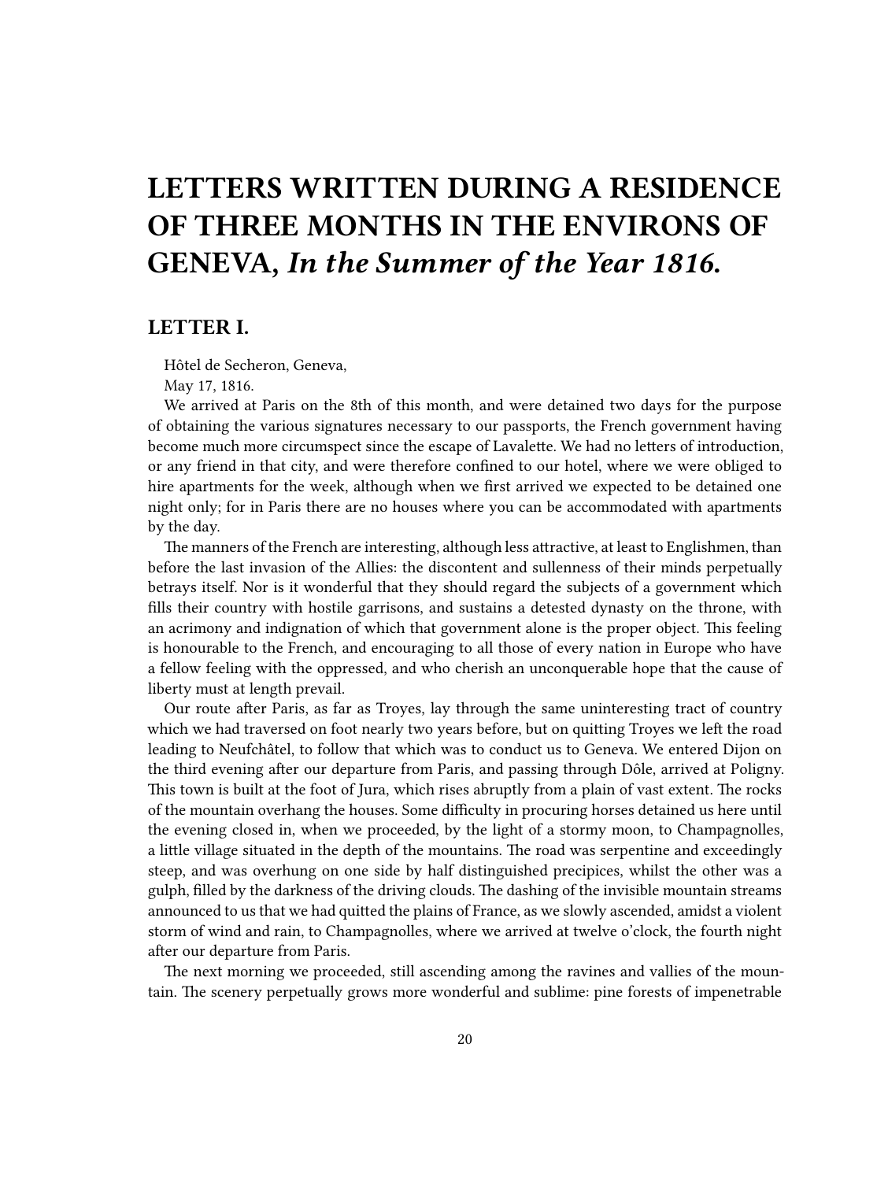# LETTERS WRITTEN DURING A RESIDENCE OF THREE MONTHS IN THE ENVIRONS OF GENEVA, *In the Summer of the Year 1816.*

## LETTER I.

Hôtel de Secheron, Geneva,

May 17, 1816.

We arrived at Paris on the 8th of this month, and were detained two days for the purpose of obtaining the various signatures necessary to our passports, the French government having become much more circumspect since the escape of Lavalette. We had no letters of introduction, or any friend in that city, and were therefore confined to our hotel, where we were obliged to hire apartments for the week, although when we first arrived we expected to be detained one night only; for in Paris there are no houses where you can be accommodated with apartments by the day.

The manners of the French are interesting, although less attractive, at least to Englishmen, than before the last invasion of the Allies: the discontent and sullenness of their minds perpetually betrays itself. Nor is it wonderful that they should regard the subjects of a government which fills their country with hostile garrisons, and sustains a detested dynasty on the throne, with an acrimony and indignation of which that government alone is the proper object. This feeling is honourable to the French, and encouraging to all those of every nation in Europe who have a fellow feeling with the oppressed, and who cherish an unconquerable hope that the cause of liberty must at length prevail.

Our route after Paris, as far as Troyes, lay through the same uninteresting tract of country which we had traversed on foot nearly two years before, but on quitting Troyes we left the road leading to Neufchâtel, to follow that which was to conduct us to Geneva. We entered Dijon on the third evening after our departure from Paris, and passing through Dôle, arrived at Poligny. This town is built at the foot of Jura, which rises abruptly from a plain of vast extent. The rocks of the mountain overhang the houses. Some difficulty in procuring horses detained us here until the evening closed in, when we proceeded, by the light of a stormy moon, to Champagnolles, a little village situated in the depth of the mountains. The road was serpentine and exceedingly steep, and was overhung on one side by half distinguished precipices, whilst the other was a gulph, filled by the darkness of the driving clouds. The dashing of the invisible mountain streams announced to us that we had quitted the plains of France, as we slowly ascended, amidst a violent storm of wind and rain, to Champagnolles, where we arrived at twelve o'clock, the fourth night after our departure from Paris.

The next morning we proceeded, still ascending among the ravines and vallies of the mountain. The scenery perpetually grows more wonderful and sublime: pine forests of impenetrable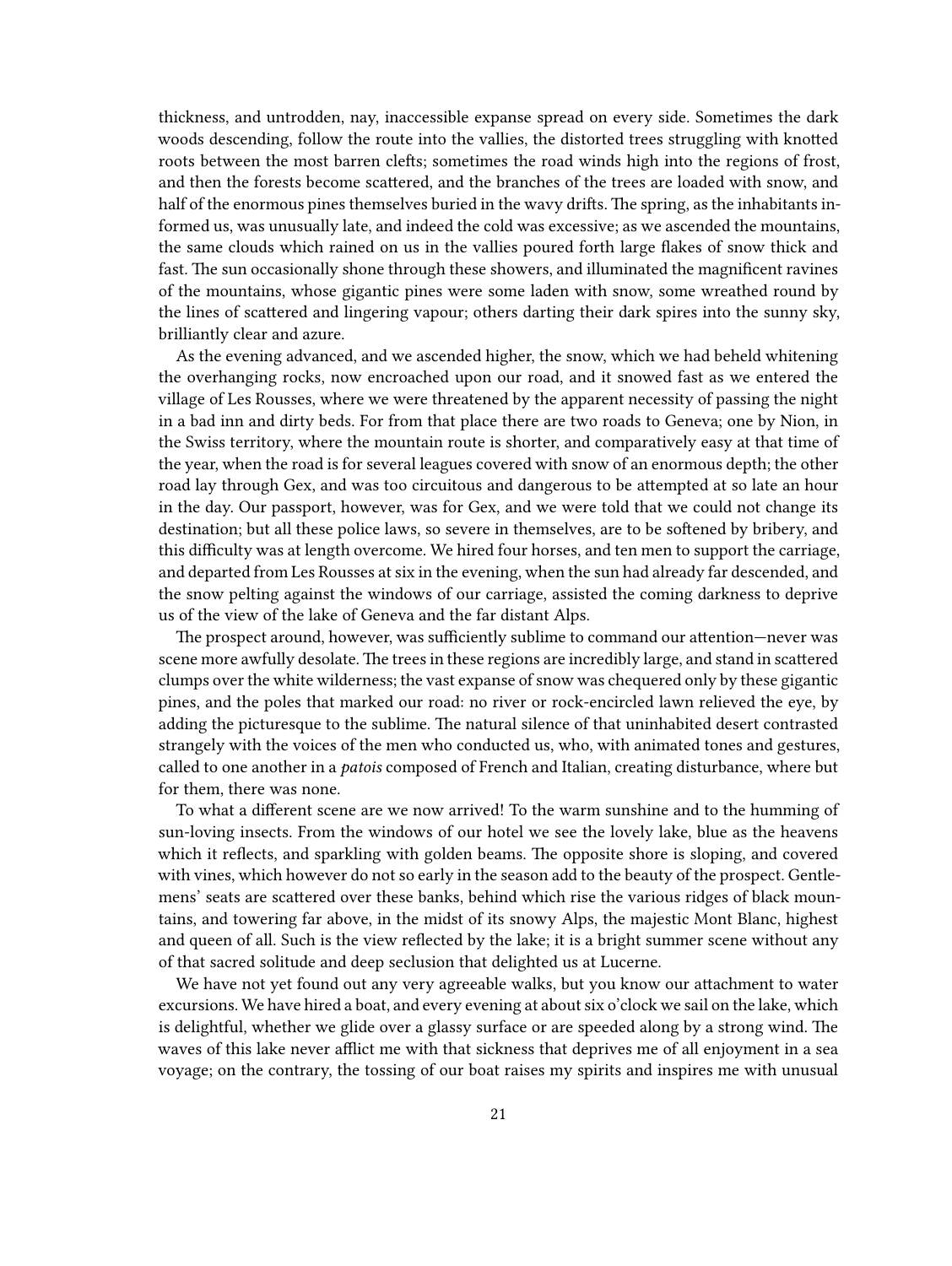thickness, and untrodden, nay, inaccessible expanse spread on every side. Sometimes the dark woods descending, follow the route into the vallies, the distorted trees struggling with knotted roots between the most barren clefts; sometimes the road winds high into the regions of frost, and then the forests become scattered, and the branches of the trees are loaded with snow, and half of the enormous pines themselves buried in the wavy drifts. The spring, as the inhabitants informed us, was unusually late, and indeed the cold was excessive; as we ascended the mountains, the same clouds which rained on us in the vallies poured forth large flakes of snow thick and fast. The sun occasionally shone through these showers, and illuminated the magnificent ravines of the mountains, whose gigantic pines were some laden with snow, some wreathed round by the lines of scattered and lingering vapour; others darting their dark spires into the sunny sky, brilliantly clear and azure.

As the evening advanced, and we ascended higher, the snow, which we had beheld whitening the overhanging rocks, now encroached upon our road, and it snowed fast as we entered the village of Les Rousses, where we were threatened by the apparent necessity of passing the night in a bad inn and dirty beds. For from that place there are two roads to Geneva; one by Nion, in the Swiss territory, where the mountain route is shorter, and comparatively easy at that time of the year, when the road is for several leagues covered with snow of an enormous depth; the other road lay through Gex, and was too circuitous and dangerous to be attempted at so late an hour in the day. Our passport, however, was for Gex, and we were told that we could not change its destination; but all these police laws, so severe in themselves, are to be softened by bribery, and this difficulty was at length overcome. We hired four horses, and ten men to support the carriage, and departed from Les Rousses at six in the evening, when the sun had already far descended, and the snow pelting against the windows of our carriage, assisted the coming darkness to deprive us of the view of the lake of Geneva and the far distant Alps.

The prospect around, however, was sufficiently sublime to command our attention—never was scene more awfully desolate. The trees in these regions are incredibly large, and stand in scattered clumps over the white wilderness; the vast expanse of snow was chequered only by these gigantic pines, and the poles that marked our road: no river or rock-encircled lawn relieved the eye, by adding the picturesque to the sublime. The natural silence of that uninhabited desert contrasted strangely with the voices of the men who conducted us, who, with animated tones and gestures, called to one another in a *patois* composed of French and Italian, creating disturbance, where but for them, there was none.

To what a different scene are we now arrived! To the warm sunshine and to the humming of sun-loving insects. From the windows of our hotel we see the lovely lake, blue as the heavens which it reflects, and sparkling with golden beams. The opposite shore is sloping, and covered with vines, which however do not so early in the season add to the beauty of the prospect. Gentlemens' seats are scattered over these banks, behind which rise the various ridges of black mountains, and towering far above, in the midst of its snowy Alps, the majestic Mont Blanc, highest and queen of all. Such is the view reflected by the lake; it is a bright summer scene without any of that sacred solitude and deep seclusion that delighted us at Lucerne.

We have not yet found out any very agreeable walks, but you know our attachment to water excursions. We have hired a boat, and every evening at about six o'clock we sail on the lake, which is delightful, whether we glide over a glassy surface or are speeded along by a strong wind. The waves of this lake never afflict me with that sickness that deprives me of all enjoyment in a sea voyage; on the contrary, the tossing of our boat raises my spirits and inspires me with unusual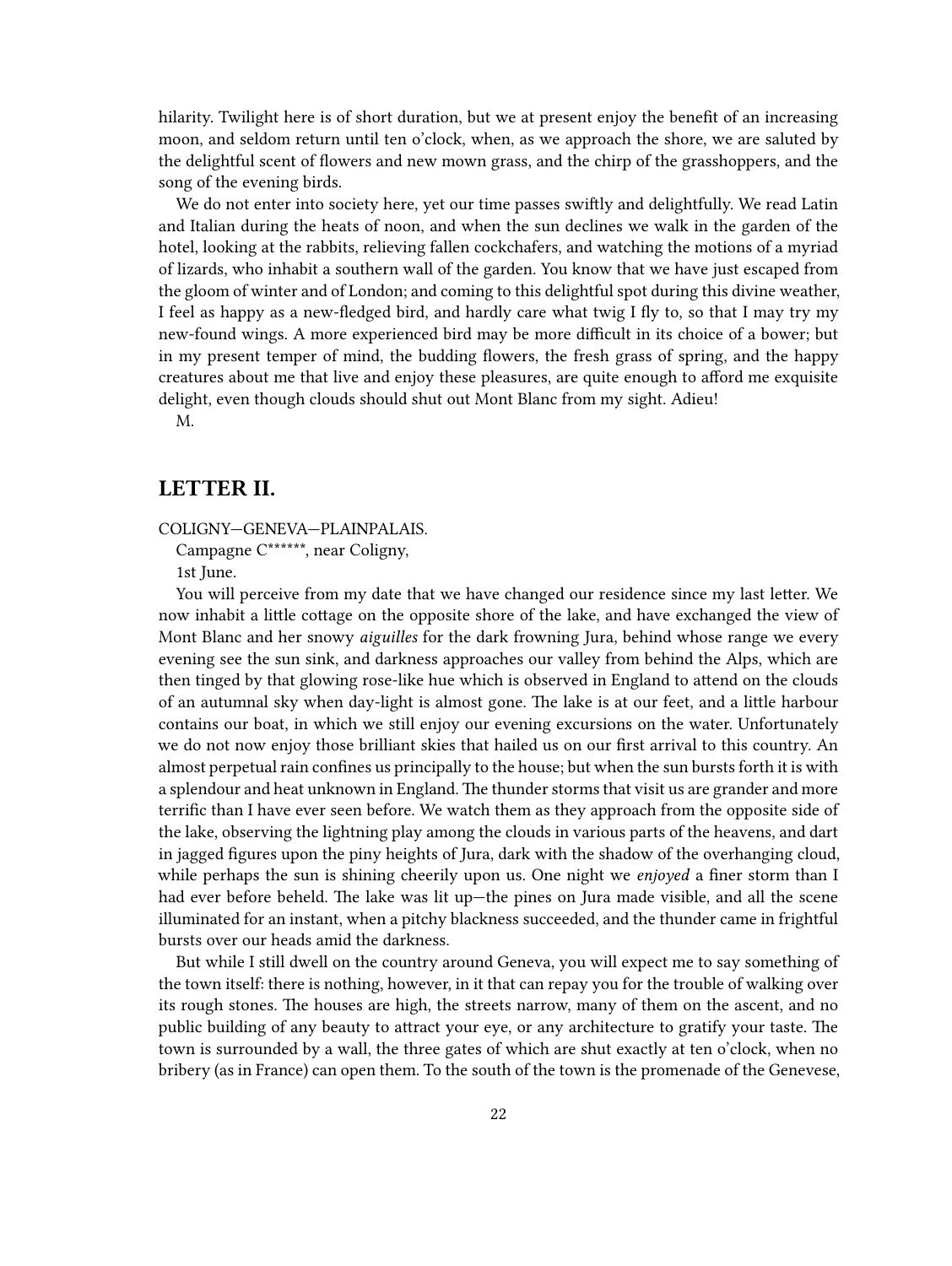hilarity. Twilight here is of short duration, but we at present enjoy the benefit of an increasing moon, and seldom return until ten o'clock, when, as we approach the shore, we are saluted by the delightful scent of flowers and new mown grass, and the chirp of the grasshoppers, and the song of the evening birds.

We do not enter into society here, yet our time passes swiftly and delightfully. We read Latin and Italian during the heats of noon, and when the sun declines we walk in the garden of the hotel, looking at the rabbits, relieving fallen cockchafers, and watching the motions of a myriad of lizards, who inhabit a southern wall of the garden. You know that we have just escaped from the gloom of winter and of London; and coming to this delightful spot during this divine weather, I feel as happy as a new-fledged bird, and hardly care what twig I fly to, so that I may try my new-found wings. A more experienced bird may be more difficult in its choice of a bower; but in my present temper of mind, the budding flowers, the fresh grass of spring, and the happy creatures about me that live and enjoy these pleasures, are quite enough to afford me exquisite delight, even though clouds should shut out Mont Blanc from my sight. Adieu!

M.

## LETTER II.

COLIGNY—GENEVA—PLAINPALAIS.

Campagne C******, near Coligny,

1st June.

You will perceive from my date that we have changed our residence since my last letter. We now inhabit a little cottage on the opposite shore of the lake, and have exchanged the view of Mont Blanc and her snowy *aiguilles* for the dark frowning Jura, behind whose range we every evening see the sun sink, and darkness approaches our valley from behind the Alps, which are then tinged by that glowing rose-like hue which is observed in England to attend on the clouds of an autumnal sky when day-light is almost gone. The lake is at our feet, and a little harbour contains our boat, in which we still enjoy our evening excursions on the water. Unfortunately we do not now enjoy those brilliant skies that hailed us on our first arrival to this country. An almost perpetual rain confines us principally to the house; but when the sun bursts forth it is with a splendour and heat unknown in England. The thunder storms that visit us are grander and more terrific than I have ever seen before. We watch them as they approach from the opposite side of the lake, observing the lightning play among the clouds in various parts of the heavens, and dart in jagged figures upon the piny heights of Jura, dark with the shadow of the overhanging cloud, while perhaps the sun is shining cheerily upon us. One night we *enjoyed* a finer storm than I had ever before beheld. The lake was lit up—the pines on Jura made visible, and all the scene illuminated for an instant, when a pitchy blackness succeeded, and the thunder came in frightful bursts over our heads amid the darkness.

But while I still dwell on the country around Geneva, you will expect me to say something of the town itself: there is nothing, however, in it that can repay you for the trouble of walking over its rough stones. The houses are high, the streets narrow, many of them on the ascent, and no public building of any beauty to attract your eye, or any architecture to gratify your taste. The town is surrounded by a wall, the three gates of which are shut exactly at ten o'clock, when no bribery (as in France) can open them. To the south of the town is the promenade of the Genevese,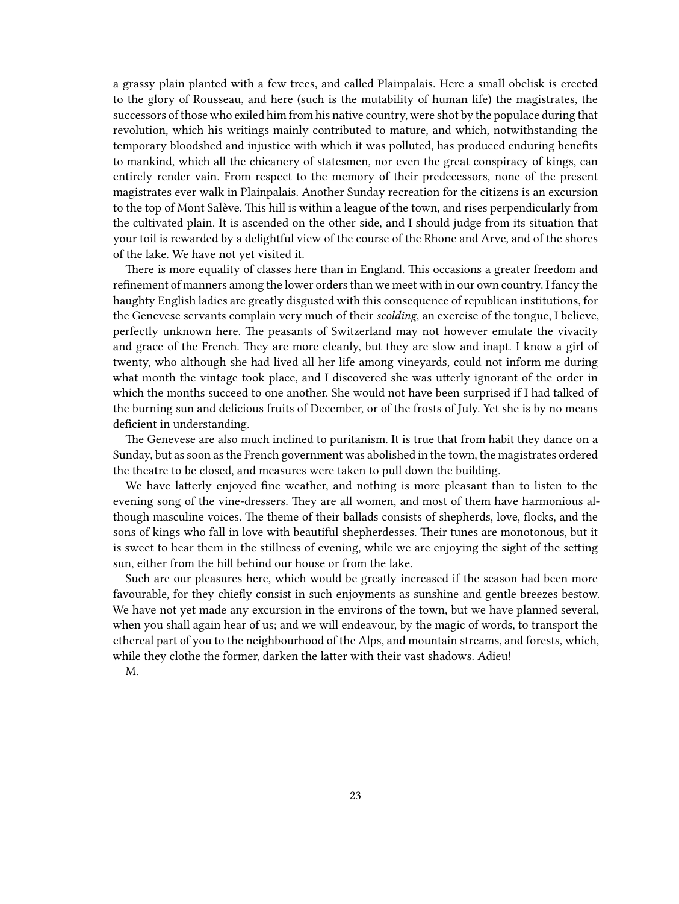a grassy plain planted with a few trees, and called Plainpalais. Here a small obelisk is erected to the glory of Rousseau, and here (such is the mutability of human life) the magistrates, the successors of those who exiled him from his native country, were shot by the populace during that revolution, which his writings mainly contributed to mature, and which, notwithstanding the temporary bloodshed and injustice with which it was polluted, has produced enduring benefits to mankind, which all the chicanery of statesmen, nor even the great conspiracy of kings, can entirely render vain. From respect to the memory of their predecessors, none of the present magistrates ever walk in Plainpalais. Another Sunday recreation for the citizens is an excursion to the top of Mont Salève. This hill is within a league of the town, and rises perpendicularly from the cultivated plain. It is ascended on the other side, and I should judge from its situation that your toil is rewarded by a delightful view of the course of the Rhone and Arve, and of the shores of the lake. We have not yet visited it.

There is more equality of classes here than in England. This occasions a greater freedom and refinement of manners among the lower orders than we meet with in our own country. I fancy the haughty English ladies are greatly disgusted with this consequence of republican institutions, for the Genevese servants complain very much of their *scolding*, an exercise of the tongue, I believe, perfectly unknown here. The peasants of Switzerland may not however emulate the vivacity and grace of the French. They are more cleanly, but they are slow and inapt. I know a girl of twenty, who although she had lived all her life among vineyards, could not inform me during what month the vintage took place, and I discovered she was utterly ignorant of the order in which the months succeed to one another. She would not have been surprised if I had talked of the burning sun and delicious fruits of December, or of the frosts of July. Yet she is by no means deficient in understanding.

The Genevese are also much inclined to puritanism. It is true that from habit they dance on a Sunday, but as soon as the French government was abolished in the town, the magistrates ordered the theatre to be closed, and measures were taken to pull down the building.

We have latterly enjoyed fine weather, and nothing is more pleasant than to listen to the evening song of the vine-dressers. They are all women, and most of them have harmonious although masculine voices. The theme of their ballads consists of shepherds, love, flocks, and the sons of kings who fall in love with beautiful shepherdesses. Their tunes are monotonous, but it is sweet to hear them in the stillness of evening, while we are enjoying the sight of the setting sun, either from the hill behind our house or from the lake.

Such are our pleasures here, which would be greatly increased if the season had been more favourable, for they chiefly consist in such enjoyments as sunshine and gentle breezes bestow. We have not yet made any excursion in the environs of the town, but we have planned several, when you shall again hear of us; and we will endeavour, by the magic of words, to transport the ethereal part of you to the neighbourhood of the Alps, and mountain streams, and forests, which, while they clothe the former, darken the latter with their vast shadows. Adieu!

M.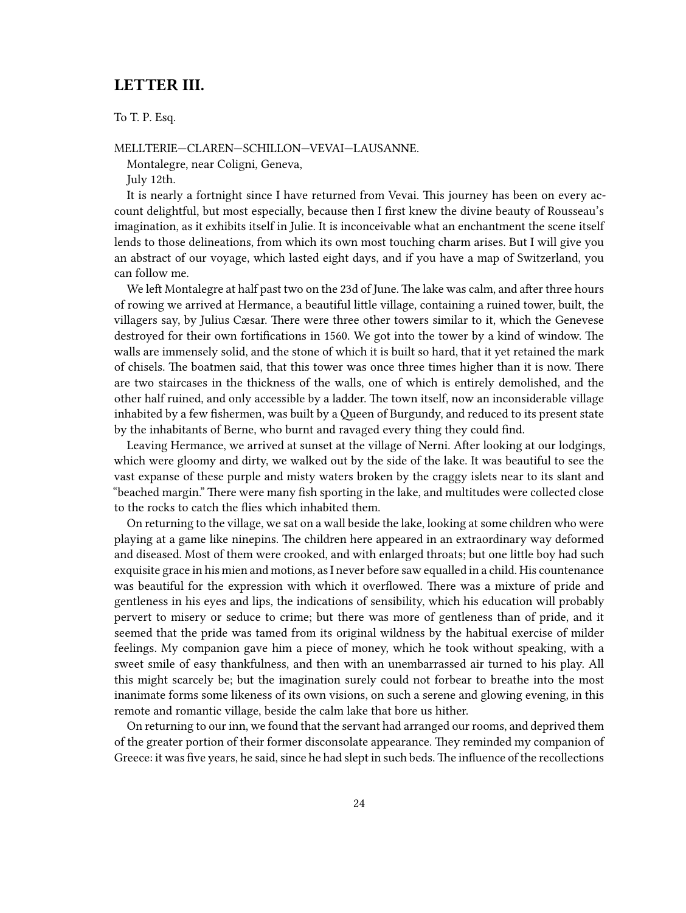## LETTER III.

To T. P. Esq.

MELLTERIE—CLAREN—SCHILLON—VEVAI—LAUSANNE.

Montalegre, near Coligni, Geneva,

July 12th.

It is nearly a fortnight since I have returned from Vevai. This journey has been on every account delightful, but most especially, because then I first knew the divine beauty of Rousseau's imagination, as it exhibits itself in Julie. It is inconceivable what an enchantment the scene itself lends to those delineations, from which its own most touching charm arises. But I will give you an abstract of our voyage, which lasted eight days, and if you have a map of Switzerland, you can follow me.

We left Montalegre at half past two on the 23d of June. The lake was calm, and after three hours of rowing we arrived at Hermance, a beautiful little village, containing a ruined tower, built, the villagers say, by Julius Cæsar. There were three other towers similar to it, which the Genevese destroyed for their own fortifications in 1560. We got into the tower by a kind of window. The walls are immensely solid, and the stone of which it is built so hard, that it yet retained the mark of chisels. The boatmen said, that this tower was once three times higher than it is now. There are two staircases in the thickness of the walls, one of which is entirely demolished, and the other half ruined, and only accessible by a ladder. The town itself, now an inconsiderable village inhabited by a few fishermen, was built by a Queen of Burgundy, and reduced to its present state by the inhabitants of Berne, who burnt and ravaged every thing they could find.

Leaving Hermance, we arrived at sunset at the village of Nerni. After looking at our lodgings, which were gloomy and dirty, we walked out by the side of the lake. It was beautiful to see the vast expanse of these purple and misty waters broken by the craggy islets near to its slant and "beached margin." There were many fish sporting in the lake, and multitudes were collected close to the rocks to catch the flies which inhabited them.

On returning to the village, we sat on a wall beside the lake, looking at some children who were playing at a game like ninepins. The children here appeared in an extraordinary way deformed and diseased. Most of them were crooked, and with enlarged throats; but one little boy had such exquisite grace in his mien and motions, as I never before saw equalled in a child. His countenance was beautiful for the expression with which it overflowed. There was a mixture of pride and gentleness in his eyes and lips, the indications of sensibility, which his education will probably pervert to misery or seduce to crime; but there was more of gentleness than of pride, and it seemed that the pride was tamed from its original wildness by the habitual exercise of milder feelings. My companion gave him a piece of money, which he took without speaking, with a sweet smile of easy thankfulness, and then with an unembarrassed air turned to his play. All this might scarcely be; but the imagination surely could not forbear to breathe into the most inanimate forms some likeness of its own visions, on such a serene and glowing evening, in this remote and romantic village, beside the calm lake that bore us hither.

On returning to our inn, we found that the servant had arranged our rooms, and deprived them of the greater portion of their former disconsolate appearance. They reminded my companion of Greece: it was five years, he said, since he had slept in such beds. The influence of the recollections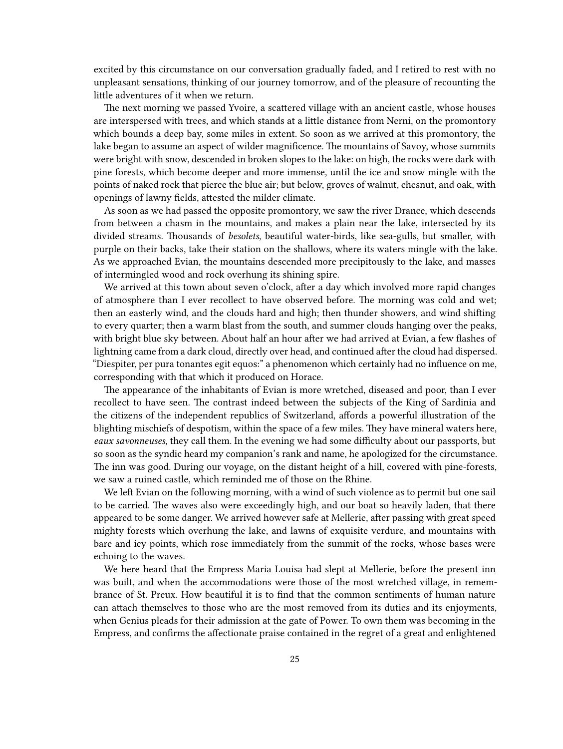excited by this circumstance on our conversation gradually faded, and I retired to rest with no unpleasant sensations, thinking of our journey tomorrow, and of the pleasure of recounting the little adventures of it when we return.

The next morning we passed Yvoire, a scattered village with an ancient castle, whose houses are interspersed with trees, and which stands at a little distance from Nerni, on the promontory which bounds a deep bay, some miles in extent. So soon as we arrived at this promontory, the lake began to assume an aspect of wilder magnificence. The mountains of Savoy, whose summits were bright with snow, descended in broken slopes to the lake: on high, the rocks were dark with pine forests, which become deeper and more immense, until the ice and snow mingle with the points of naked rock that pierce the blue air; but below, groves of walnut, chesnut, and oak, with openings of lawny fields, attested the milder climate.

As soon as we had passed the opposite promontory, we saw the river Drance, which descends from between a chasm in the mountains, and makes a plain near the lake, intersected by its divided streams. Thousands of *besolets*, beautiful water-birds, like sea-gulls, but smaller, with purple on their backs, take their station on the shallows, where its waters mingle with the lake. As we approached Evian, the mountains descended more precipitously to the lake, and masses of intermingled wood and rock overhung its shining spire.

We arrived at this town about seven o'clock, after a day which involved more rapid changes of atmosphere than I ever recollect to have observed before. The morning was cold and wet; then an easterly wind, and the clouds hard and high; then thunder showers, and wind shifting to every quarter; then a warm blast from the south, and summer clouds hanging over the peaks, with bright blue sky between. About half an hour after we had arrived at Evian, a few flashes of lightning came from a dark cloud, directly over head, and continued after the cloud had dispersed. "Diespiter, per pura tonantes egit equos:" a phenomenon which certainly had no influence on me, corresponding with that which it produced on Horace.

The appearance of the inhabitants of Evian is more wretched, diseased and poor, than I ever recollect to have seen. The contrast indeed between the subjects of the King of Sardinia and the citizens of the independent republics of Switzerland, affords a powerful illustration of the blighting mischiefs of despotism, within the space of a few miles. They have mineral waters here, *eaux savonneuses*, they call them. In the evening we had some difficulty about our passports, but so soon as the syndic heard my companion's rank and name, he apologized for the circumstance. The inn was good. During our voyage, on the distant height of a hill, covered with pine-forests, we saw a ruined castle, which reminded me of those on the Rhine.

We left Evian on the following morning, with a wind of such violence as to permit but one sail to be carried. The waves also were exceedingly high, and our boat so heavily laden, that there appeared to be some danger. We arrived however safe at Mellerie, after passing with great speed mighty forests which overhung the lake, and lawns of exquisite verdure, and mountains with bare and icy points, which rose immediately from the summit of the rocks, whose bases were echoing to the waves.

We here heard that the Empress Maria Louisa had slept at Mellerie, before the present inn was built, and when the accommodations were those of the most wretched village, in remembrance of St. Preux. How beautiful it is to find that the common sentiments of human nature can attach themselves to those who are the most removed from its duties and its enjoyments, when Genius pleads for their admission at the gate of Power. To own them was becoming in the Empress, and confirms the affectionate praise contained in the regret of a great and enlightened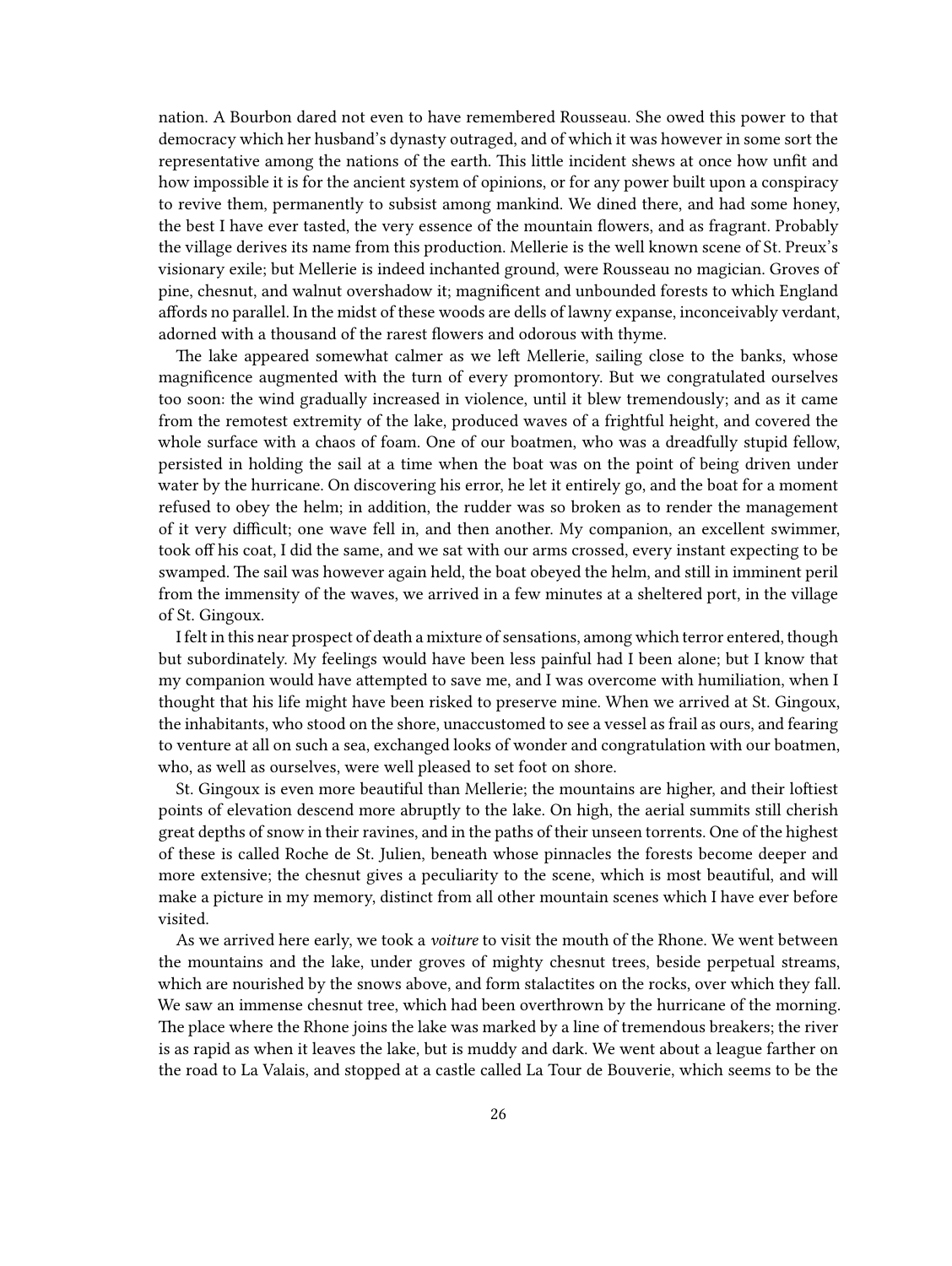nation. A Bourbon dared not even to have remembered Rousseau. She owed this power to that democracy which her husband's dynasty outraged, and of which it was however in some sort the representative among the nations of the earth. This little incident shews at once how unfit and how impossible it is for the ancient system of opinions, or for any power built upon a conspiracy to revive them, permanently to subsist among mankind. We dined there, and had some honey, the best I have ever tasted, the very essence of the mountain flowers, and as fragrant. Probably the village derives its name from this production. Mellerie is the well known scene of St. Preux's visionary exile; but Mellerie is indeed inchanted ground, were Rousseau no magician. Groves of pine, chesnut, and walnut overshadow it; magnificent and unbounded forests to which England affords no parallel. In the midst of these woods are dells of lawny expanse, inconceivably verdant, adorned with a thousand of the rarest flowers and odorous with thyme.

The lake appeared somewhat calmer as we left Mellerie, sailing close to the banks, whose magnificence augmented with the turn of every promontory. But we congratulated ourselves too soon: the wind gradually increased in violence, until it blew tremendously; and as it came from the remotest extremity of the lake, produced waves of a frightful height, and covered the whole surface with a chaos of foam. One of our boatmen, who was a dreadfully stupid fellow, persisted in holding the sail at a time when the boat was on the point of being driven under water by the hurricane. On discovering his error, he let it entirely go, and the boat for a moment refused to obey the helm; in addition, the rudder was so broken as to render the management of it very difficult; one wave fell in, and then another. My companion, an excellent swimmer, took off his coat, I did the same, and we sat with our arms crossed, every instant expecting to be swamped. The sail was however again held, the boat obeyed the helm, and still in imminent peril from the immensity of the waves, we arrived in a few minutes at a sheltered port, in the village of St. Gingoux.

I felt in this near prospect of death a mixture of sensations, among which terror entered, though but subordinately. My feelings would have been less painful had I been alone; but I know that my companion would have attempted to save me, and I was overcome with humiliation, when I thought that his life might have been risked to preserve mine. When we arrived at St. Gingoux, the inhabitants, who stood on the shore, unaccustomed to see a vessel as frail as ours, and fearing to venture at all on such a sea, exchanged looks of wonder and congratulation with our boatmen, who, as well as ourselves, were well pleased to set foot on shore.

St. Gingoux is even more beautiful than Mellerie; the mountains are higher, and their loftiest points of elevation descend more abruptly to the lake. On high, the aerial summits still cherish great depths of snow in their ravines, and in the paths of their unseen torrents. One of the highest of these is called Roche de St. Julien, beneath whose pinnacles the forests become deeper and more extensive; the chesnut gives a peculiarity to the scene, which is most beautiful, and will make a picture in my memory, distinct from all other mountain scenes which I have ever before visited.

As we arrived here early, we took a *voiture* to visit the mouth of the Rhone. We went between the mountains and the lake, under groves of mighty chesnut trees, beside perpetual streams, which are nourished by the snows above, and form stalactites on the rocks, over which they fall. We saw an immense chesnut tree, which had been overthrown by the hurricane of the morning. The place where the Rhone joins the lake was marked by a line of tremendous breakers; the river is as rapid as when it leaves the lake, but is muddy and dark. We went about a league farther on the road to La Valais, and stopped at a castle called La Tour de Bouverie, which seems to be the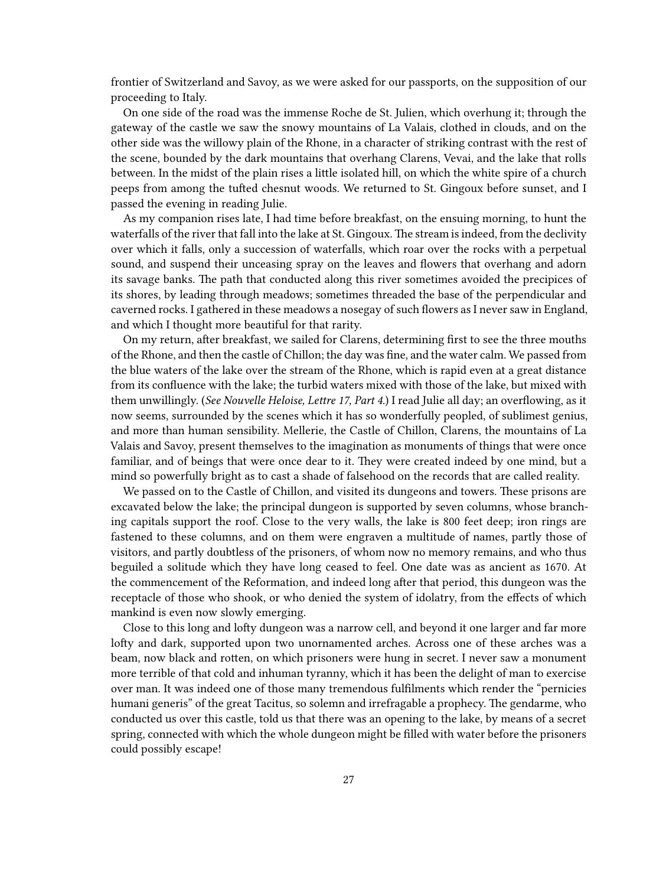frontier of Switzerland and Savoy, as we were asked for our passports, on the supposition of our proceeding to Italy.

On one side of the road was the immense Roche de St. Julien, which overhung it; through the gateway of the castle we saw the snowy mountains of La Valais, clothed in clouds, and on the other side was the willowy plain of the Rhone, in a character of striking contrast with the rest of the scene, bounded by the dark mountains that overhang Clarens, Vevai, and the lake that rolls between. In the midst of the plain rises a little isolated hill, on which the white spire of a church peeps from among the tufted chesnut woods. We returned to St. Gingoux before sunset, and I passed the evening in reading Julie.

As my companion rises late, I had time before breakfast, on the ensuing morning, to hunt the waterfalls of the river that fall into the lake at St. Gingoux. The stream is indeed, from the declivity over which it falls, only a succession of waterfalls, which roar over the rocks with a perpetual sound, and suspend their unceasing spray on the leaves and flowers that overhang and adorn its savage banks. The path that conducted along this river sometimes avoided the precipices of its shores, by leading through meadows; sometimes threaded the base of the perpendicular and caverned rocks. I gathered in these meadows a nosegay of such flowers as I never saw in England, and which I thought more beautiful for that rarity.

On my return, after breakfast, we sailed for Clarens, determining first to see the three mouths of the Rhone, and then the castle of Chillon; the day was fine, and the water calm. We passed from the blue waters of the lake over the stream of the Rhone, which is rapid even at a great distance from its confluence with the lake; the turbid waters mixed with those of the lake, but mixed with them unwillingly. (*See Nouvelle Heloise, Lettre 17, Part 4.*) I read Julie all day; an overflowing, as it now seems, surrounded by the scenes which it has so wonderfully peopled, of sublimest genius, and more than human sensibility. Mellerie, the Castle of Chillon, Clarens, the mountains of La Valais and Savoy, present themselves to the imagination as monuments of things that were once familiar, and of beings that were once dear to it. They were created indeed by one mind, but a mind so powerfully bright as to cast a shade of falsehood on the records that are called reality.

We passed on to the Castle of Chillon, and visited its dungeons and towers. These prisons are excavated below the lake; the principal dungeon is supported by seven columns, whose branching capitals support the roof. Close to the very walls, the lake is 800 feet deep; iron rings are fastened to these columns, and on them were engraven a multitude of names, partly those of visitors, and partly doubtless of the prisoners, of whom now no memory remains, and who thus beguiled a solitude which they have long ceased to feel. One date was as ancient as 1670. At the commencement of the Reformation, and indeed long after that period, this dungeon was the receptacle of those who shook, or who denied the system of idolatry, from the effects of which mankind is even now slowly emerging.

Close to this long and lofty dungeon was a narrow cell, and beyond it one larger and far more lofty and dark, supported upon two unornamented arches. Across one of these arches was a beam, now black and rotten, on which prisoners were hung in secret. I never saw a monument more terrible of that cold and inhuman tyranny, which it has been the delight of man to exercise over man. It was indeed one of those many tremendous fulfilments which render the "pernicies humani generis" of the great Tacitus, so solemn and irrefragable a prophecy. The gendarme, who conducted us over this castle, told us that there was an opening to the lake, by means of a secret spring, connected with which the whole dungeon might be filled with water before the prisoners could possibly escape!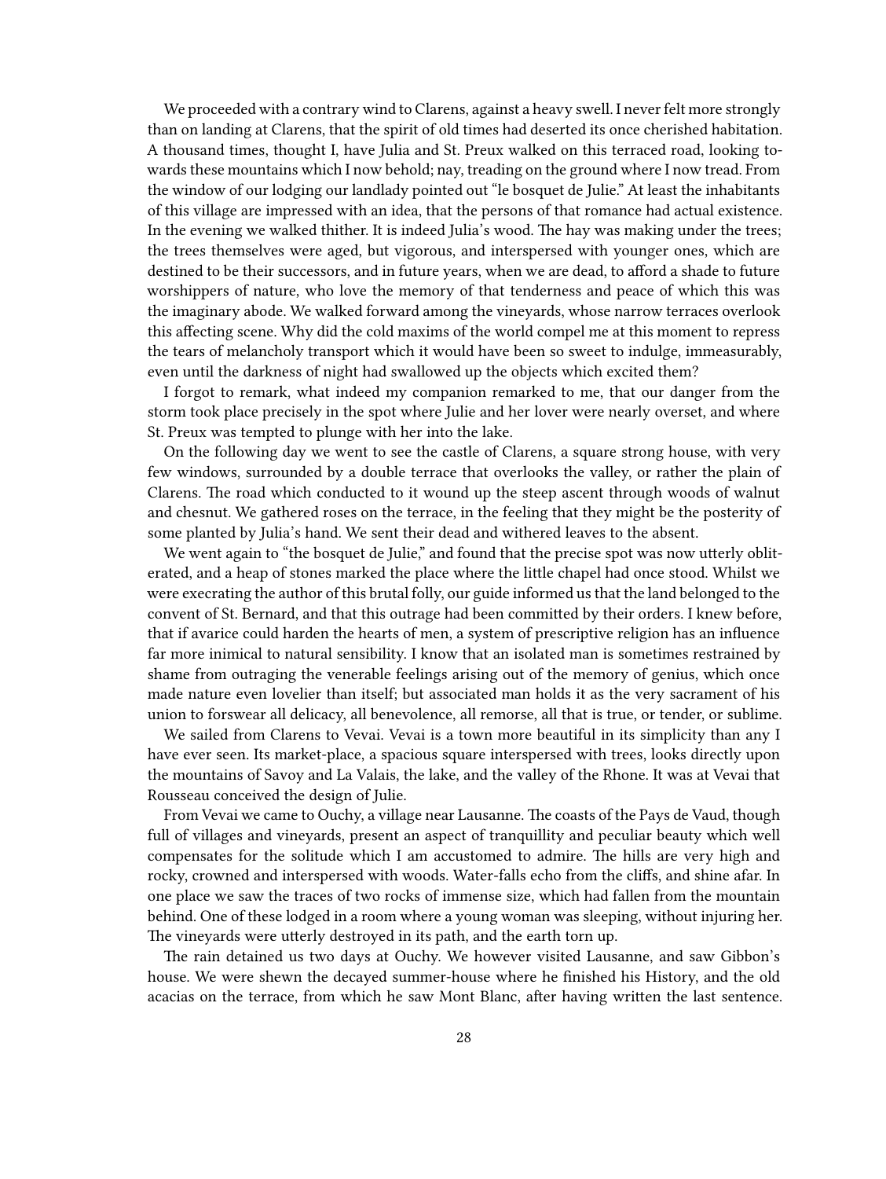We proceeded with a contrary wind to Clarens, against a heavy swell. I never felt more strongly than on landing at Clarens, that the spirit of old times had deserted its once cherished habitation. A thousand times, thought I, have Julia and St. Preux walked on this terraced road, looking towards these mountains which I now behold; nay, treading on the ground where I now tread. From the window of our lodging our landlady pointed out "le bosquet de Julie." At least the inhabitants of this village are impressed with an idea, that the persons of that romance had actual existence. In the evening we walked thither. It is indeed Julia's wood. The hay was making under the trees; the trees themselves were aged, but vigorous, and interspersed with younger ones, which are destined to be their successors, and in future years, when we are dead, to afford a shade to future worshippers of nature, who love the memory of that tenderness and peace of which this was the imaginary abode. We walked forward among the vineyards, whose narrow terraces overlook this affecting scene. Why did the cold maxims of the world compel me at this moment to repress the tears of melancholy transport which it would have been so sweet to indulge, immeasurably, even until the darkness of night had swallowed up the objects which excited them?

I forgot to remark, what indeed my companion remarked to me, that our danger from the storm took place precisely in the spot where Julie and her lover were nearly overset, and where St. Preux was tempted to plunge with her into the lake.

On the following day we went to see the castle of Clarens, a square strong house, with very few windows, surrounded by a double terrace that overlooks the valley, or rather the plain of Clarens. The road which conducted to it wound up the steep ascent through woods of walnut and chesnut. We gathered roses on the terrace, in the feeling that they might be the posterity of some planted by Julia's hand. We sent their dead and withered leaves to the absent.

We went again to "the bosquet de Julie," and found that the precise spot was now utterly obliterated, and a heap of stones marked the place where the little chapel had once stood. Whilst we were execrating the author of this brutal folly, our guide informed us that the land belonged to the convent of St. Bernard, and that this outrage had been committed by their orders. I knew before, that if avarice could harden the hearts of men, a system of prescriptive religion has an influence far more inimical to natural sensibility. I know that an isolated man is sometimes restrained by shame from outraging the venerable feelings arising out of the memory of genius, which once made nature even lovelier than itself; but associated man holds it as the very sacrament of his union to forswear all delicacy, all benevolence, all remorse, all that is true, or tender, or sublime.

We sailed from Clarens to Vevai. Vevai is a town more beautiful in its simplicity than any I have ever seen. Its market-place, a spacious square interspersed with trees, looks directly upon the mountains of Savoy and La Valais, the lake, and the valley of the Rhone. It was at Vevai that Rousseau conceived the design of Julie.

From Vevai we came to Ouchy, a village near Lausanne. The coasts of the Pays de Vaud, though full of villages and vineyards, present an aspect of tranquillity and peculiar beauty which well compensates for the solitude which I am accustomed to admire. The hills are very high and rocky, crowned and interspersed with woods. Water-falls echo from the cliffs, and shine afar. In one place we saw the traces of two rocks of immense size, which had fallen from the mountain behind. One of these lodged in a room where a young woman was sleeping, without injuring her. The vineyards were utterly destroyed in its path, and the earth torn up.

The rain detained us two days at Ouchy. We however visited Lausanne, and saw Gibbon's house. We were shewn the decayed summer-house where he finished his History, and the old acacias on the terrace, from which he saw Mont Blanc, after having written the last sentence.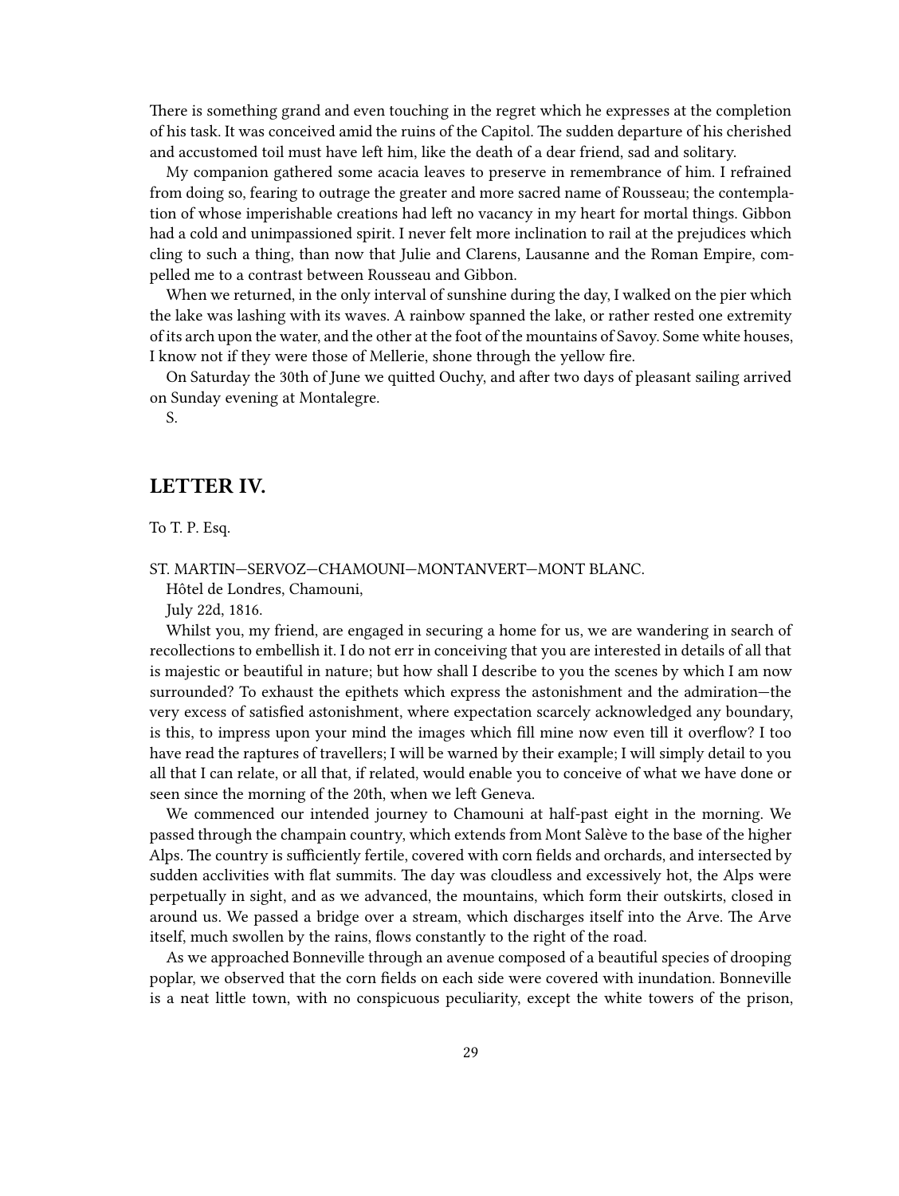There is something grand and even touching in the regret which he expresses at the completion of his task. It was conceived amid the ruins of the Capitol. The sudden departure of his cherished and accustomed toil must have left him, like the death of a dear friend, sad and solitary.

My companion gathered some acacia leaves to preserve in remembrance of him. I refrained from doing so, fearing to outrage the greater and more sacred name of Rousseau; the contemplation of whose imperishable creations had left no vacancy in my heart for mortal things. Gibbon had a cold and unimpassioned spirit. I never felt more inclination to rail at the prejudices which cling to such a thing, than now that Julie and Clarens, Lausanne and the Roman Empire, compelled me to a contrast between Rousseau and Gibbon.

When we returned, in the only interval of sunshine during the day, I walked on the pier which the lake was lashing with its waves. A rainbow spanned the lake, or rather rested one extremity of its arch upon the water, and the other at the foot of the mountains of Savoy. Some white houses, I know not if they were those of Mellerie, shone through the yellow fire.

On Saturday the 30th of June we quitted Ouchy, and after two days of pleasant sailing arrived on Sunday evening at Montalegre.

S.

## LETTER IV.

To T. P. Esq.

ST. MARTIN—SERVOZ—CHAMOUNI—MONTANVERT—MONT BLANC.

Hôtel de Londres, Chamouni,

July 22d, 1816.

Whilst you, my friend, are engaged in securing a home for us, we are wandering in search of recollections to embellish it. I do not err in conceiving that you are interested in details of all that is majestic or beautiful in nature; but how shall I describe to you the scenes by which I am now surrounded? To exhaust the epithets which express the astonishment and the admiration—the very excess of satisfied astonishment, where expectation scarcely acknowledged any boundary, is this, to impress upon your mind the images which fill mine now even till it overflow? I too have read the raptures of travellers; I will be warned by their example; I will simply detail to you all that I can relate, or all that, if related, would enable you to conceive of what we have done or seen since the morning of the 20th, when we left Geneva.

We commenced our intended journey to Chamouni at half-past eight in the morning. We passed through the champain country, which extends from Mont Salève to the base of the higher Alps. The country is sufficiently fertile, covered with corn fields and orchards, and intersected by sudden acclivities with flat summits. The day was cloudless and excessively hot, the Alps were perpetually in sight, and as we advanced, the mountains, which form their outskirts, closed in around us. We passed a bridge over a stream, which discharges itself into the Arve. The Arve itself, much swollen by the rains, flows constantly to the right of the road.

As we approached Bonneville through an avenue composed of a beautiful species of drooping poplar, we observed that the corn fields on each side were covered with inundation. Bonneville is a neat little town, with no conspicuous peculiarity, except the white towers of the prison,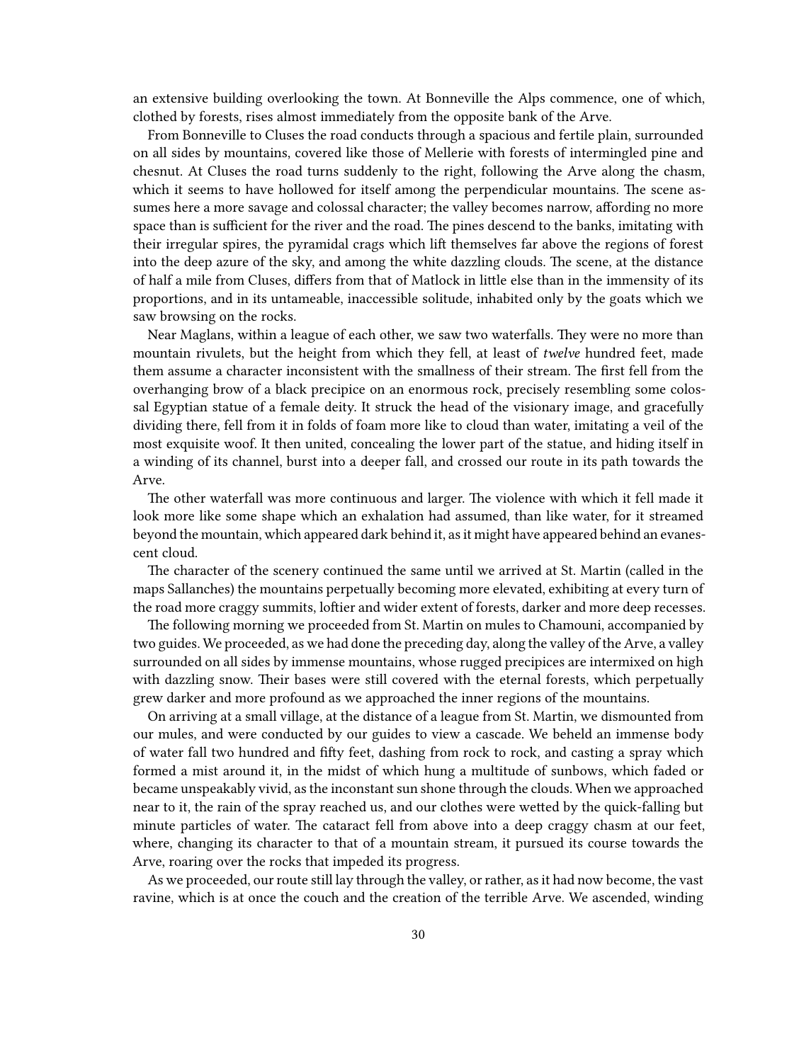an extensive building overlooking the town. At Bonneville the Alps commence, one of which, clothed by forests, rises almost immediately from the opposite bank of the Arve.

From Bonneville to Cluses the road conducts through a spacious and fertile plain, surrounded on all sides by mountains, covered like those of Mellerie with forests of intermingled pine and chesnut. At Cluses the road turns suddenly to the right, following the Arve along the chasm, which it seems to have hollowed for itself among the perpendicular mountains. The scene assumes here a more savage and colossal character; the valley becomes narrow, affording no more space than is sufficient for the river and the road. The pines descend to the banks, imitating with their irregular spires, the pyramidal crags which lift themselves far above the regions of forest into the deep azure of the sky, and among the white dazzling clouds. The scene, at the distance of half a mile from Cluses, differs from that of Matlock in little else than in the immensity of its proportions, and in its untameable, inaccessible solitude, inhabited only by the goats which we saw browsing on the rocks.

Near Maglans, within a league of each other, we saw two waterfalls. They were no more than mountain rivulets, but the height from which they fell, at least of *twelve* hundred feet, made them assume a character inconsistent with the smallness of their stream. The first fell from the overhanging brow of a black precipice on an enormous rock, precisely resembling some colossal Egyptian statue of a female deity. It struck the head of the visionary image, and gracefully dividing there, fell from it in folds of foam more like to cloud than water, imitating a veil of the most exquisite woof. It then united, concealing the lower part of the statue, and hiding itself in a winding of its channel, burst into a deeper fall, and crossed our route in its path towards the Arve.

The other waterfall was more continuous and larger. The violence with which it fell made it look more like some shape which an exhalation had assumed, than like water, for it streamed beyond the mountain, which appeared dark behind it, as it might have appeared behind an evanescent cloud.

The character of the scenery continued the same until we arrived at St. Martin (called in the maps Sallanches) the mountains perpetually becoming more elevated, exhibiting at every turn of the road more craggy summits, loftier and wider extent of forests, darker and more deep recesses.

The following morning we proceeded from St. Martin on mules to Chamouni, accompanied by two guides. We proceeded, as we had done the preceding day, along the valley of the Arve, a valley surrounded on all sides by immense mountains, whose rugged precipices are intermixed on high with dazzling snow. Their bases were still covered with the eternal forests, which perpetually grew darker and more profound as we approached the inner regions of the mountains.

On arriving at a small village, at the distance of a league from St. Martin, we dismounted from our mules, and were conducted by our guides to view a cascade. We beheld an immense body of water fall two hundred and fifty feet, dashing from rock to rock, and casting a spray which formed a mist around it, in the midst of which hung a multitude of sunbows, which faded or became unspeakably vivid, as the inconstant sun shone through the clouds. When we approached near to it, the rain of the spray reached us, and our clothes were wetted by the quick-falling but minute particles of water. The cataract fell from above into a deep craggy chasm at our feet, where, changing its character to that of a mountain stream, it pursued its course towards the Arve, roaring over the rocks that impeded its progress.

As we proceeded, our route still lay through the valley, or rather, as it had now become, the vast ravine, which is at once the couch and the creation of the terrible Arve. We ascended, winding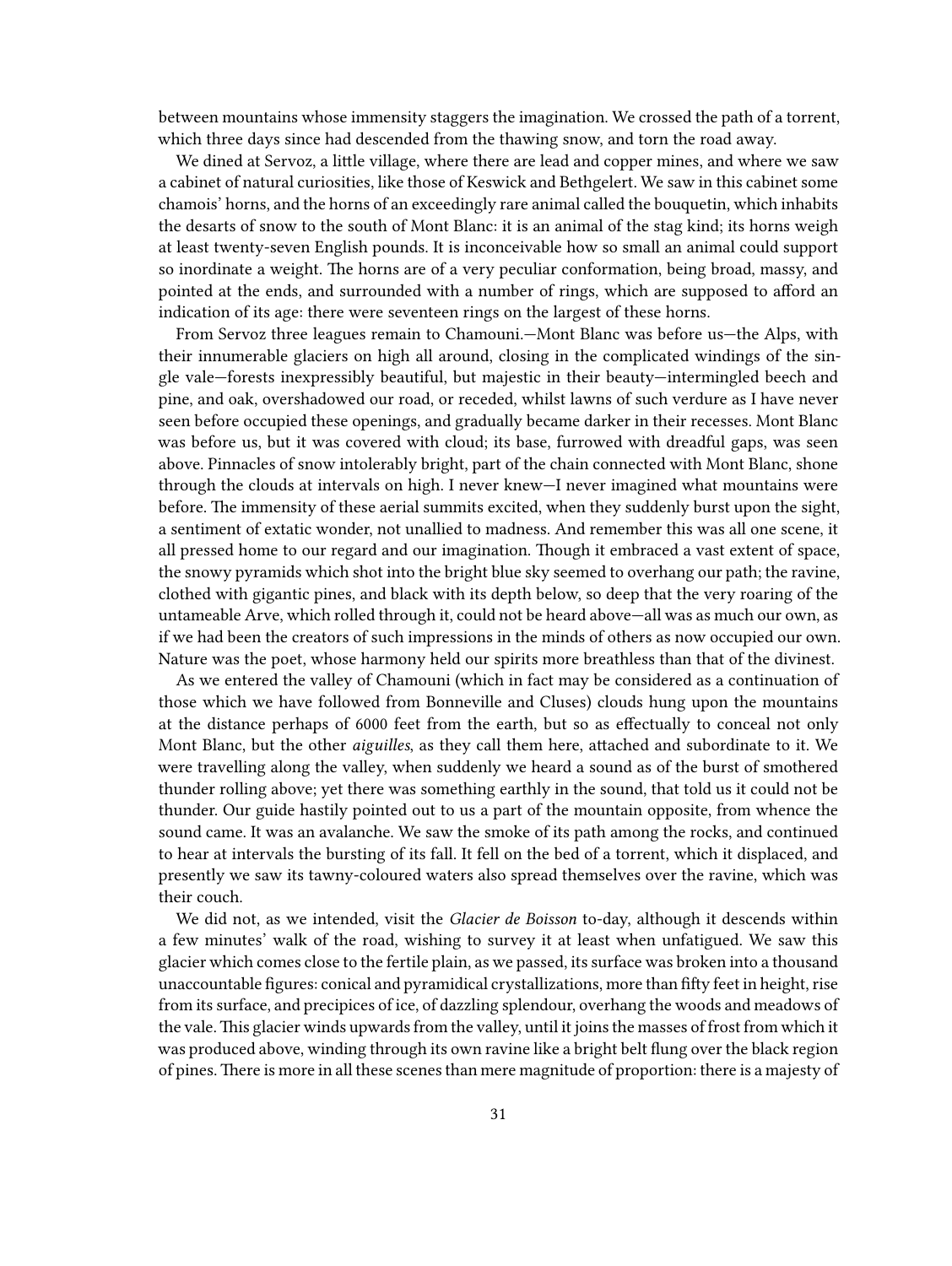between mountains whose immensity staggers the imagination. We crossed the path of a torrent, which three days since had descended from the thawing snow, and torn the road away.

We dined at Servoz, a little village, where there are lead and copper mines, and where we saw a cabinet of natural curiosities, like those of Keswick and Bethgelert. We saw in this cabinet some chamois' horns, and the horns of an exceedingly rare animal called the bouquetin, which inhabits the desarts of snow to the south of Mont Blanc: it is an animal of the stag kind; its horns weigh at least twenty-seven English pounds. It is inconceivable how so small an animal could support so inordinate a weight. The horns are of a very peculiar conformation, being broad, massy, and pointed at the ends, and surrounded with a number of rings, which are supposed to afford an indication of its age: there were seventeen rings on the largest of these horns.

From Servoz three leagues remain to Chamouni.—Mont Blanc was before us—the Alps, with their innumerable glaciers on high all around, closing in the complicated windings of the single vale—forests inexpressibly beautiful, but majestic in their beauty—intermingled beech and pine, and oak, overshadowed our road, or receded, whilst lawns of such verdure as I have never seen before occupied these openings, and gradually became darker in their recesses. Mont Blanc was before us, but it was covered with cloud; its base, furrowed with dreadful gaps, was seen above. Pinnacles of snow intolerably bright, part of the chain connected with Mont Blanc, shone through the clouds at intervals on high. I never knew—I never imagined what mountains were before. The immensity of these aerial summits excited, when they suddenly burst upon the sight, a sentiment of extatic wonder, not unallied to madness. And remember this was all one scene, it all pressed home to our regard and our imagination. Though it embraced a vast extent of space, the snowy pyramids which shot into the bright blue sky seemed to overhang our path; the ravine, clothed with gigantic pines, and black with its depth below, so deep that the very roaring of the untameable Arve, which rolled through it, could not be heard above—all was as much our own, as if we had been the creators of such impressions in the minds of others as now occupied our own. Nature was the poet, whose harmony held our spirits more breathless than that of the divinest.

As we entered the valley of Chamouni (which in fact may be considered as a continuation of those which we have followed from Bonneville and Cluses) clouds hung upon the mountains at the distance perhaps of 6000 feet from the earth, but so as effectually to conceal not only Mont Blanc, but the other *aiguilles*, as they call them here, attached and subordinate to it. We were travelling along the valley, when suddenly we heard a sound as of the burst of smothered thunder rolling above; yet there was something earthly in the sound, that told us it could not be thunder. Our guide hastily pointed out to us a part of the mountain opposite, from whence the sound came. It was an avalanche. We saw the smoke of its path among the rocks, and continued to hear at intervals the bursting of its fall. It fell on the bed of a torrent, which it displaced, and presently we saw its tawny-coloured waters also spread themselves over the ravine, which was their couch.

We did not, as we intended, visit the *Glacier de Boisson* to-day, although it descends within a few minutes' walk of the road, wishing to survey it at least when unfatigued. We saw this glacier which comes close to the fertile plain, as we passed, its surface was broken into a thousand unaccountable figures: conical and pyramidical crystallizations, more than fifty feet in height, rise from its surface, and precipices of ice, of dazzling splendour, overhang the woods and meadows of the vale. This glacier winds upwards from the valley, until it joins the masses of frost from which it was produced above, winding through its own ravine like a bright belt flung over the black region of pines. There is more in all these scenes than mere magnitude of proportion: there is a majesty of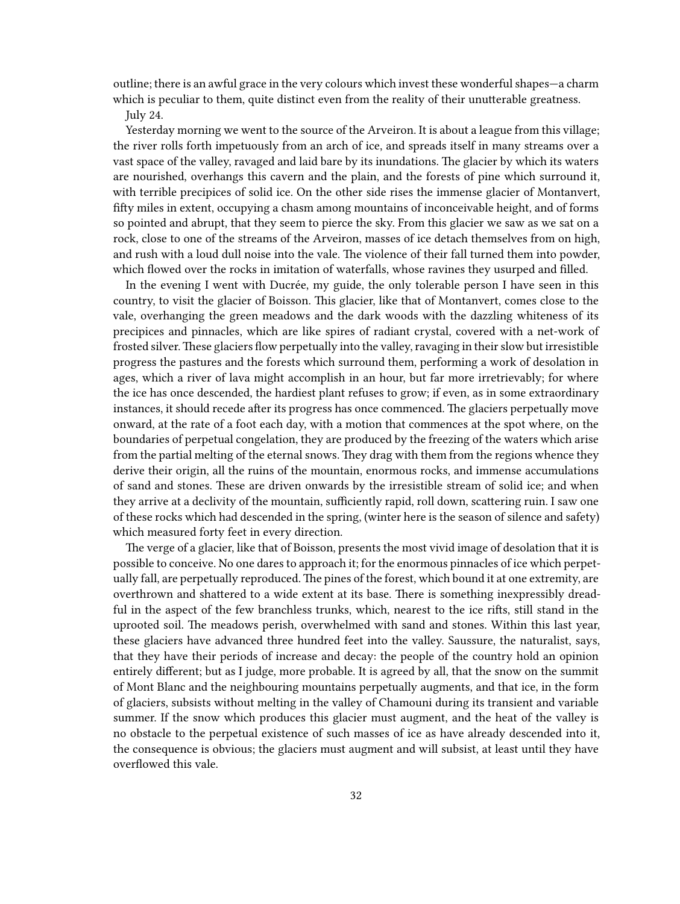outline; there is an awful grace in the very colours which invest these wonderful shapes—a charm which is peculiar to them, quite distinct even from the reality of their unutterable greatness.

July 24.

Yesterday morning we went to the source of the Arveiron. It is about a league from this village; the river rolls forth impetuously from an arch of ice, and spreads itself in many streams over a vast space of the valley, ravaged and laid bare by its inundations. The glacier by which its waters are nourished, overhangs this cavern and the plain, and the forests of pine which surround it, with terrible precipices of solid ice. On the other side rises the immense glacier of Montanvert, fifty miles in extent, occupying a chasm among mountains of inconceivable height, and of forms so pointed and abrupt, that they seem to pierce the sky. From this glacier we saw as we sat on a rock, close to one of the streams of the Arveiron, masses of ice detach themselves from on high, and rush with a loud dull noise into the vale. The violence of their fall turned them into powder, which flowed over the rocks in imitation of waterfalls, whose ravines they usurped and filled.

In the evening I went with Ducrée, my guide, the only tolerable person I have seen in this country, to visit the glacier of Boisson. This glacier, like that of Montanvert, comes close to the vale, overhanging the green meadows and the dark woods with the dazzling whiteness of its precipices and pinnacles, which are like spires of radiant crystal, covered with a net-work of frosted silver. These glaciers flow perpetually into the valley, ravaging in their slow but irresistible progress the pastures and the forests which surround them, performing a work of desolation in ages, which a river of lava might accomplish in an hour, but far more irretrievably; for where the ice has once descended, the hardiest plant refuses to grow; if even, as in some extraordinary instances, it should recede after its progress has once commenced. The glaciers perpetually move onward, at the rate of a foot each day, with a motion that commences at the spot where, on the boundaries of perpetual congelation, they are produced by the freezing of the waters which arise from the partial melting of the eternal snows. They drag with them from the regions whence they derive their origin, all the ruins of the mountain, enormous rocks, and immense accumulations of sand and stones. These are driven onwards by the irresistible stream of solid ice; and when they arrive at a declivity of the mountain, sufficiently rapid, roll down, scattering ruin. I saw one of these rocks which had descended in the spring, (winter here is the season of silence and safety) which measured forty feet in every direction.

The verge of a glacier, like that of Boisson, presents the most vivid image of desolation that it is possible to conceive. No one dares to approach it; for the enormous pinnacles of ice which perpetually fall, are perpetually reproduced. The pines of the forest, which bound it at one extremity, are overthrown and shattered to a wide extent at its base. There is something inexpressibly dreadful in the aspect of the few branchless trunks, which, nearest to the ice rifts, still stand in the uprooted soil. The meadows perish, overwhelmed with sand and stones. Within this last year, these glaciers have advanced three hundred feet into the valley. Saussure, the naturalist, says, that they have their periods of increase and decay: the people of the country hold an opinion entirely different; but as I judge, more probable. It is agreed by all, that the snow on the summit of Mont Blanc and the neighbouring mountains perpetually augments, and that ice, in the form of glaciers, subsists without melting in the valley of Chamouni during its transient and variable summer. If the snow which produces this glacier must augment, and the heat of the valley is no obstacle to the perpetual existence of such masses of ice as have already descended into it, the consequence is obvious; the glaciers must augment and will subsist, at least until they have overflowed this vale.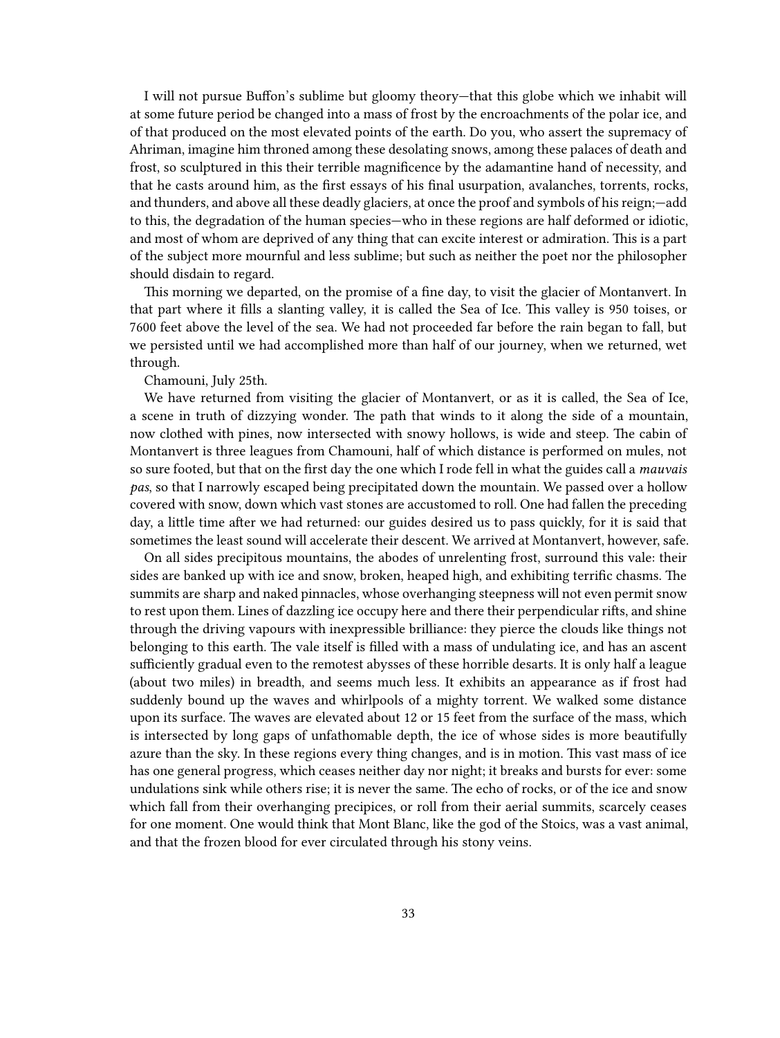I will not pursue Buffon's sublime but gloomy theory—that this globe which we inhabit will at some future period be changed into a mass of frost by the encroachments of the polar ice, and of that produced on the most elevated points of the earth. Do you, who assert the supremacy of Ahriman, imagine him throned among these desolating snows, among these palaces of death and frost, so sculptured in this their terrible magnificence by the adamantine hand of necessity, and that he casts around him, as the first essays of his final usurpation, avalanches, torrents, rocks, and thunders, and above all these deadly glaciers, at once the proof and symbols of his reign;—add to this, the degradation of the human species—who in these regions are half deformed or idiotic, and most of whom are deprived of any thing that can excite interest or admiration. This is a part of the subject more mournful and less sublime; but such as neither the poet nor the philosopher should disdain to regard.

This morning we departed, on the promise of a fine day, to visit the glacier of Montanvert. In that part where it fills a slanting valley, it is called the Sea of Ice. This valley is 950 toises, or 7600 feet above the level of the sea. We had not proceeded far before the rain began to fall, but we persisted until we had accomplished more than half of our journey, when we returned, wet through.

Chamouni, July 25th.

We have returned from visiting the glacier of Montanvert, or as it is called, the Sea of Ice, a scene in truth of dizzying wonder. The path that winds to it along the side of a mountain, now clothed with pines, now intersected with snowy hollows, is wide and steep. The cabin of Montanvert is three leagues from Chamouni, half of which distance is performed on mules, not so sure footed, but that on the first day the one which I rode fell in what the guides call a *mauvais pas*, so that I narrowly escaped being precipitated down the mountain. We passed over a hollow covered with snow, down which vast stones are accustomed to roll. One had fallen the preceding day, a little time after we had returned: our guides desired us to pass quickly, for it is said that sometimes the least sound will accelerate their descent. We arrived at Montanvert, however, safe.

On all sides precipitous mountains, the abodes of unrelenting frost, surround this vale: their sides are banked up with ice and snow, broken, heaped high, and exhibiting terrific chasms. The summits are sharp and naked pinnacles, whose overhanging steepness will not even permit snow to rest upon them. Lines of dazzling ice occupy here and there their perpendicular rifts, and shine through the driving vapours with inexpressible brilliance: they pierce the clouds like things not belonging to this earth. The vale itself is filled with a mass of undulating ice, and has an ascent sufficiently gradual even to the remotest abysses of these horrible desarts. It is only half a league (about two miles) in breadth, and seems much less. It exhibits an appearance as if frost had suddenly bound up the waves and whirlpools of a mighty torrent. We walked some distance upon its surface. The waves are elevated about 12 or 15 feet from the surface of the mass, which is intersected by long gaps of unfathomable depth, the ice of whose sides is more beautifully azure than the sky. In these regions every thing changes, and is in motion. This vast mass of ice has one general progress, which ceases neither day nor night; it breaks and bursts for ever: some undulations sink while others rise; it is never the same. The echo of rocks, or of the ice and snow which fall from their overhanging precipices, or roll from their aerial summits, scarcely ceases for one moment. One would think that Mont Blanc, like the god of the Stoics, was a vast animal, and that the frozen blood for ever circulated through his stony veins.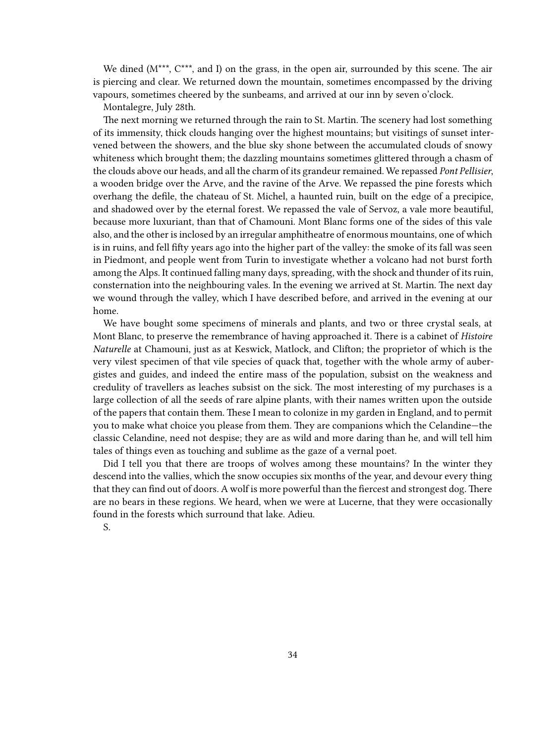We dined (M***, C***, and I) on the grass, in the open air, surrounded by this scene. The air is piercing and clear. We returned down the mountain, sometimes encompassed by the driving vapours, sometimes cheered by the sunbeams, and arrived at our inn by seven o'clock.

Montalegre, July 28th.

The next morning we returned through the rain to St. Martin. The scenery had lost something of its immensity, thick clouds hanging over the highest mountains; but visitings of sunset intervened between the showers, and the blue sky shone between the accumulated clouds of snowy whiteness which brought them; the dazzling mountains sometimes glittered through a chasm of the clouds above our heads, and all the charm of its grandeur remained. We repassed *Pont Pellisier*, a wooden bridge over the Arve, and the ravine of the Arve. We repassed the pine forests which overhang the defile, the chateau of St. Michel, a haunted ruin, built on the edge of a precipice, and shadowed over by the eternal forest. We repassed the vale of Servoz, a vale more beautiful, because more luxuriant, than that of Chamouni. Mont Blanc forms one of the sides of this vale also, and the other is inclosed by an irregular amphitheatre of enormous mountains, one of which is in ruins, and fell fifty years ago into the higher part of the valley: the smoke of its fall was seen in Piedmont, and people went from Turin to investigate whether a volcano had not burst forth among the Alps. It continued falling many days, spreading, with the shock and thunder of its ruin, consternation into the neighbouring vales. In the evening we arrived at St. Martin. The next day we wound through the valley, which I have described before, and arrived in the evening at our home.

We have bought some specimens of minerals and plants, and two or three crystal seals, at Mont Blanc, to preserve the remembrance of having approached it. There is a cabinet of *Histoire Naturelle* at Chamouni, just as at Keswick, Matlock, and Clifton; the proprietor of which is the very vilest specimen of that vile species of quack that, together with the whole army of aubergistes and guides, and indeed the entire mass of the population, subsist on the weakness and credulity of travellers as leaches subsist on the sick. The most interesting of my purchases is a large collection of all the seeds of rare alpine plants, with their names written upon the outside of the papers that contain them. These I mean to colonize in my garden in England, and to permit you to make what choice you please from them. They are companions which the Celandine—the classic Celandine, need not despise; they are as wild and more daring than he, and will tell him tales of things even as touching and sublime as the gaze of a vernal poet.

Did I tell you that there are troops of wolves among these mountains? In the winter they descend into the vallies, which the snow occupies six months of the year, and devour every thing that they can find out of doors. A wolf is more powerful than the fiercest and strongest dog. There are no bears in these regions. We heard, when we were at Lucerne, that they were occasionally found in the forests which surround that lake. Adieu.

S.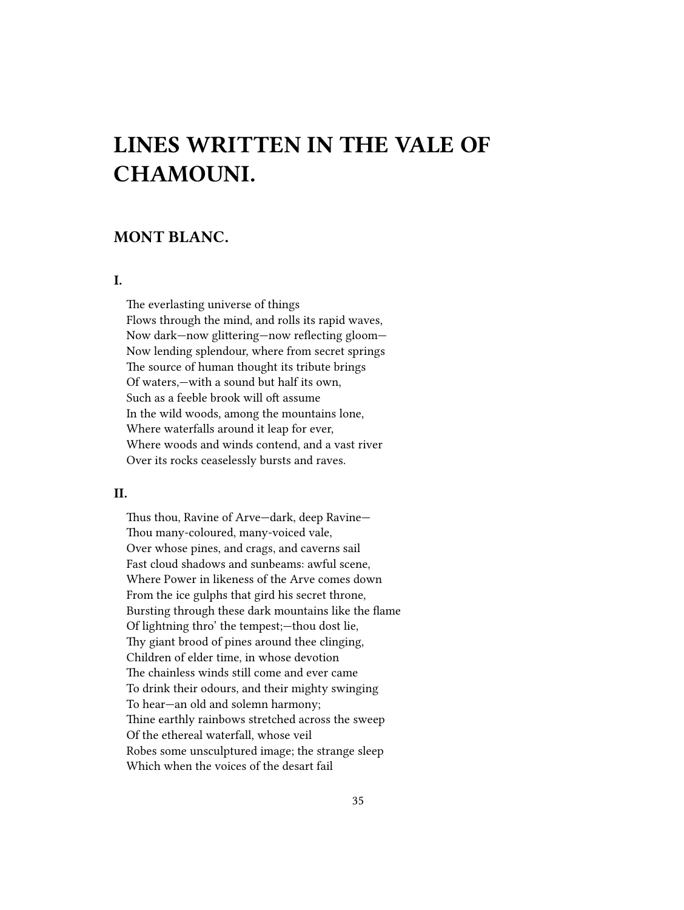# LINES WRITTEN IN THE VALE OF CHAMOUNI.

## MONT BLANC.

### I.

The everlasting universe of things  
Flows through the mind, and rolls its rapid waves,  
Now dark—now glittering—now reflecting gloom—  
Now lending splendour, where from secret springs  
The source of human thought its tribute brings  
Of waters,—with a sound but half its own,  
Such as a feeble brook will oft assume  
In the wild woods, among the mountains lone,  
Where waterfalls around it leap for ever,  
Where woods and winds contend, and a vast river  
Over its rocks ceaselessly bursts and raves.

### II.

Thus thou, Ravine of Arve—dark, deep Ravine—  
Thou many-coloured, many-voiced vale,  
Over whose pines, and crags, and caverns sail  
Fast cloud shadows and sunbeams: awful scene,  
Where Power in likeness of the Arve comes down  
From the ice gulphs that gird his secret throne,  
Bursting through these dark mountains like the flame  
Of lightning thro' the tempest;—thou dost lie,  
Thy giant brood of pines around thee clinging,  
Children of elder time, in whose devotion  
The chainless winds still come and ever came  
To drink their odours, and their mighty swinging  
To hear—an old and solemn harmony;  
Thine earthly rainbows stretched across the sweep  
Of the ethereal waterfall, whose veil  
Robes some unsculptured image; the strange sleep  
Which when the voices of the desart fail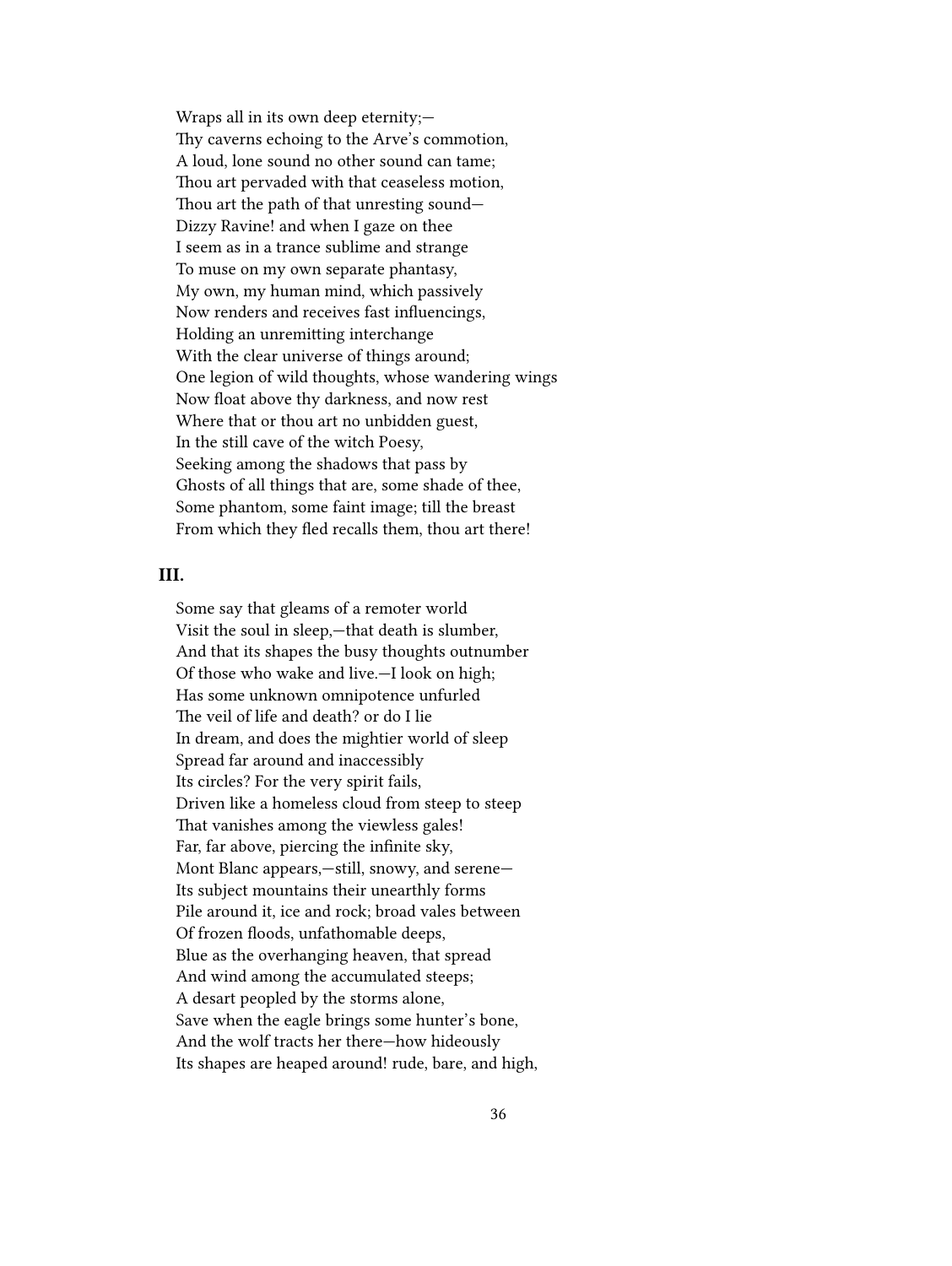Wraps all in its own deep eternity;—  
Thy caverns echoing to the Arve's commotion,  
A loud, lone sound no other sound can tame;  
Thou art pervaded with that ceaseless motion,  
Thou art the path of that unresting sound—  
Dizzy Ravine! and when I gaze on thee  
I seem as in a trance sublime and strange  
To muse on my own separate phantasy,  
My own, my human mind, which passively  
Now renders and receives fast influencings,  
Holding an unremitting interchange  
With the clear universe of things around;  
One legion of wild thoughts, whose wandering wings  
Now float above thy darkness, and now rest  
Where that or thou art no unbidden guest,  
In the still cave of the witch Poesy,  
Seeking among the shadows that pass by  
Ghosts of all things that are, some shade of thee,  
Some phantom, some faint image; till the breast  
From which they fled recalls them, thou art there!

### III.

Some say that gleams of a remoter world  
Visit the soul in sleep,—that death is slumber,  
And that its shapes the busy thoughts outnumber  
Of those who wake and live.—I look on high;  
Has some unknown omnipotence unfurled  
The veil of life and death? or do I lie  
In dream, and does the mightier world of sleep  
Spread far around and inaccessibly  
Its circles? For the very spirit fails,  
Driven like a homeless cloud from steep to steep  
That vanishes among the viewless gales!  
Far, far above, piercing the infinite sky,  
Mont Blanc appears,—still, snowy, and serene—  
Its subject mountains their unearthly forms  
Pile around it, ice and rock; broad vales between  
Of frozen floods, unfathomable deeps,  
Blue as the overhanging heaven, that spread  
And wind among the accumulated steeps;  
A desart peopled by the storms alone,  
Save when the eagle brings some hunter's bone,  
And the wolf tracts her there—how hideously  
Its shapes are heaped around! rude, bare, and high,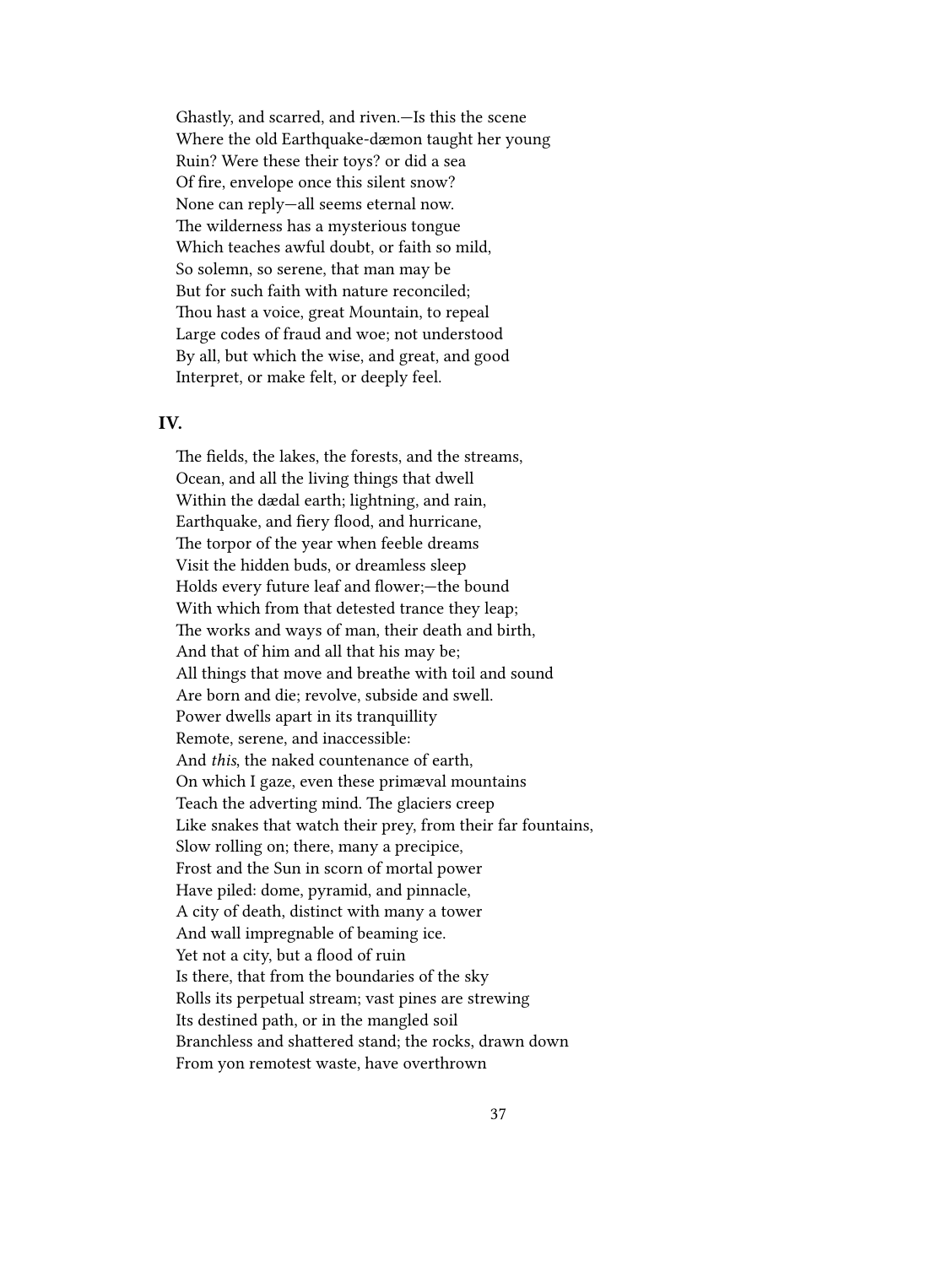Ghastly, and scarred, and riven.—Is this the scene
Where the old Earthquake-dæmon taught her young
Ruin? Were these their toys? or did a sea
Of fire, envelope once this silent snow?
None can reply—all seems eternal now.
The wilderness has a mysterious tongue
Which teaches awful doubt, or faith so mild,
So solemn, so serene, that man may be
But for such faith with nature reconciled;
Thou hast a voice, great Mountain, to repeal
Large codes of fraud and woe; not understood
By all, but which the wise, and great, and good
Interpret, or make felt, or deeply feel.

### IV.

The fields, the lakes, the forests, and the streams,
Ocean, and all the living things that dwell
Within the dædal earth; lightning, and rain,
Earthquake, and fiery flood, and hurricane,
The torpor of the year when feeble dreams
Visit the hidden buds, or dreamless sleep
Holds every future leaf and flower;—the bound
With which from that detested trance they leap;
The works and ways of man, their death and birth,
And that of him and all that his may be;
All things that move and breathe with toil and sound
Are born and die; revolve, subside and swell.
Power dwells apart in its tranquillity
Remote, serene, and inaccessible:
And *this*, the naked countenance of earth,
On which I gaze, even these primæval mountains
Teach the adverting mind. The glaciers creep
Like snakes that watch their prey, from their far fountains,
Slow rolling on; there, many a precipice,
Frost and the Sun in scorn of mortal power
Have piled: dome, pyramid, and pinnacle,
A city of death, distinct with many a tower
And wall impregnable of beaming ice.
Yet not a city, but a flood of ruin
Is there, that from the boundaries of the sky
Rolls its perpetual stream; vast pines are strewing
Its destined path, or in the mangled soil
Branchless and shattered stand; the rocks, drawn down
From yon remotest waste, have overthrown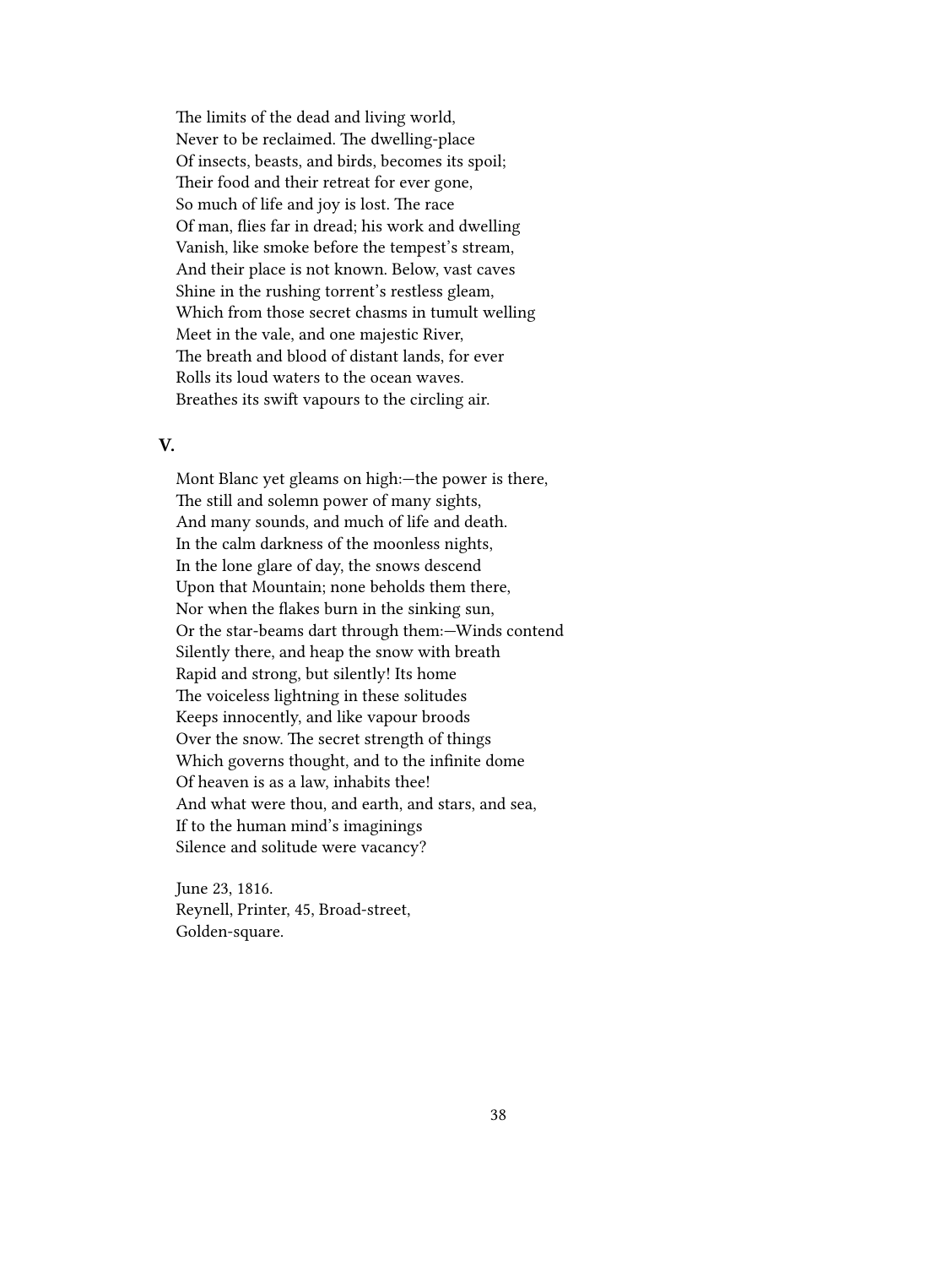The limits of the dead and living world,  
Never to be reclaimed. The dwelling-place  
Of insects, beasts, and birds, becomes its spoil;  
Their food and their retreat for ever gone,  
So much of life and joy is lost. The race  
Of man, flies far in dread; his work and dwelling  
Vanish, like smoke before the tempest's stream,  
And their place is not known. Below, vast caves  
Shine in the rushing torrent's restless gleam,  
Which from those secret chasms in tumult welling  
Meet in the vale, and one majestic River,  
The breath and blood of distant lands, for ever  
Rolls its loud waters to the ocean waves.  
Breathes its swift vapours to the circling air.

### V.

Mont Blanc yet gleams on high:—the power is there,  
The still and solemn power of many sights,  
And many sounds, and much of life and death.  
In the calm darkness of the moonless nights,  
In the lone glare of day, the snows descend  
Upon that Mountain; none beholds them there,  
Nor when the flakes burn in the sinking sun,  
Or the star-beams dart through them:—Winds contend  
Silently there, and heap the snow with breath  
Rapid and strong, but silently! Its home  
The voiceless lightning in these solitudes  
Keeps innocently, and like vapour broods  
Over the snow. The secret strength of things  
Which governs thought, and to the infinite dome  
Of heaven is as a law, inhabits thee!  
And what were thou, and earth, and stars, and sea,  
If to the human mind's imaginings  
Silence and solitude were vacancy?

June 23, 1816.  
Reynell, Printer, 45, Broad-street,  
Golden-square.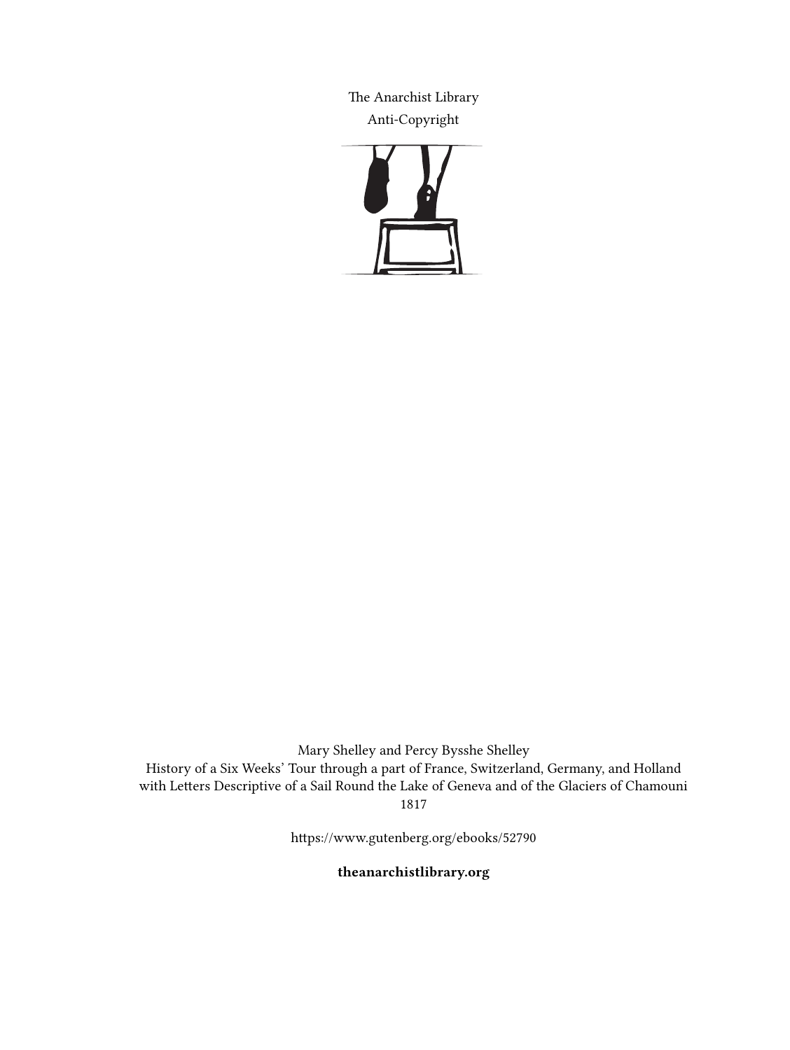The Anarchist Library
Anti-Copyright

Mary Shelley and Percy Bysshe Shelley
History of a Six Weeks' Tour through a part of France, Switzerland, Germany, and Holland with Letters Descriptive of a Sail Round the Lake of Geneva and of the Glaciers of Chamouni
1817

https://www.gutenberg.org/ebooks/52790

**theanarchistlibrary.org**